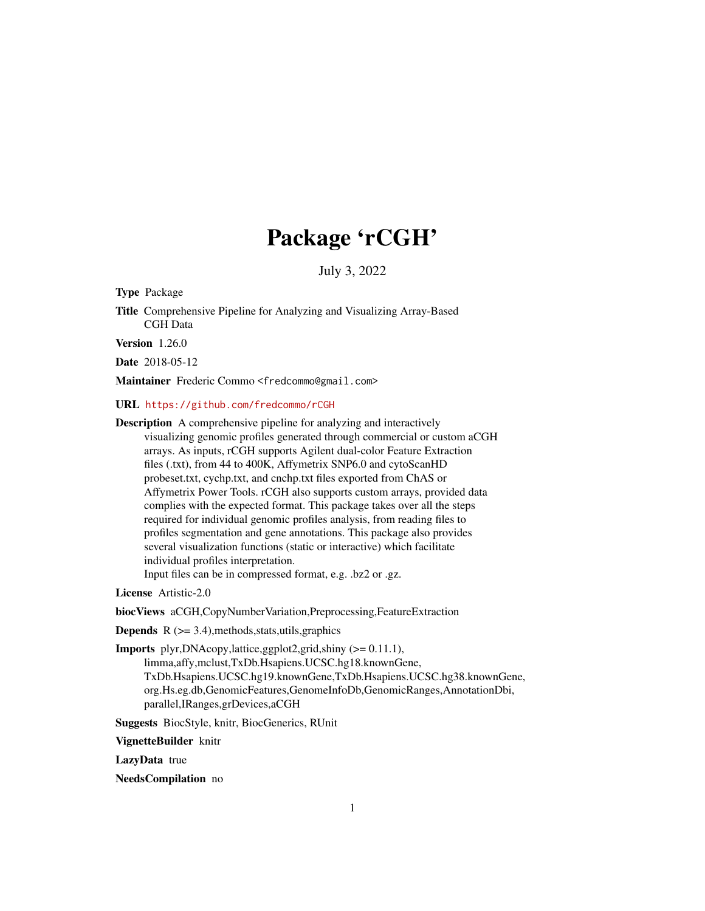# Package 'rCGH'

July 3, 2022

**Type** Package

**Title** Comprehensive Pipeline for Analyzing and Visualizing Array-Based CGH Data

**Version** 1.26.0

**Date** 2018-05-12

**Maintainer** Frederic Commo <fredcommo@gmail.com>

**URL** https://github.com/fredcommo/rCGH

**Description** A comprehensive pipeline for analyzing and interactively visualizing genomic profiles generated through commercial or custom aCGH arrays. As inputs, rCGH supports Agilent dual-color Feature Extraction files (.txt), from 44 to 400K, Affymetrix SNP6.0 and cytoScanHD probeset.txt, cychp.txt, and cnchp.txt files exported from ChAS or Affymetrix Power Tools. rCGH also supports custom arrays, provided data complies with the expected format. This package takes over all the steps required for individual genomic profiles analysis, from reading files to profiles segmentation and gene annotations. This package also provides several visualization functions (static or interactive) which facilitate individual profiles interpretation.
Input files can be in compressed format, e.g. .bz2 or .gz.

**License** Artistic-2.0

**biocViews** aCGH,CopyNumberVariation,Preprocessing,FeatureExtraction

**Depends** R (>= 3.4),methods,stats,utils,graphics

**Imports** plyr,DNAcopy,lattice,ggplot2,grid,shiny (>= 0.11.1), limma,affy,mclust,TxDb.Hsapiens.UCSC.hg18.knownGene, TxDb.Hsapiens.UCSC.hg19.knownGene,TxDb.Hsapiens.UCSC.hg38.knownGene, org.Hs.eg.db,GenomicFeatures,GenomeInfoDb,GenomicRanges,AnnotationDbi, parallel,IRanges,grDevices,aCGH

**Suggests** BiocStyle, knitr, BiocGenerics, RUnit

**VignetteBuilder** knitr

**LazyData** true

**NeedsCompilation** no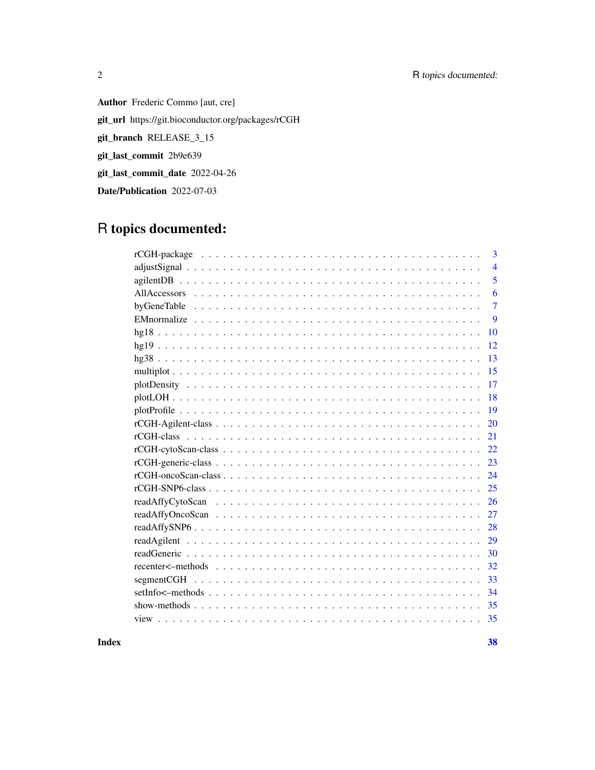**Author** Frederic Commo [aut, cre]

**git_url** https://git.bioconductor.org/packages/rCGH

**git_branch** RELEASE_3_15

**git_last_commit** 2b9e639

**git_last_commit_date** 2022-04-26

**Date/Publication** 2022-07-03

# R topics documented:

| | |
|---|---|
| rCGH-package | 3 |
| adjustSignal | 4 |
| agilentDB | 5 |
| AllAccessors | 6 |
| byGeneTable | 7 |
| EMnormalize | 9 |
| hg18 | 10 |
| hg19 | 12 |
| hg38 | 13 |
| multiplot | 15 |
| plotDensity | 17 |
| plotLOH | 18 |
| plotProfile | 19 |
| rCGH-Agilent-class | 20 |
| rCGH-class | 21 |
| rCGH-cytoScan-class | 22 |
| rCGH-generic-class | 23 |
| rCGH-oncoScan-class | 24 |
| rCGH-SNP6-class | 25 |
| readAffyCytoScan | 26 |
| readAffyOncoScan | 27 |
| readAffySNP6 | 28 |
| readAgilent | 29 |
| readGeneric | 30 |
| recenter<–methods | 32 |
| segmentCGH | 33 |
| setInfo<–methods | 34 |
| show-methods | 35 |
| view | 35 |

**Index** **38**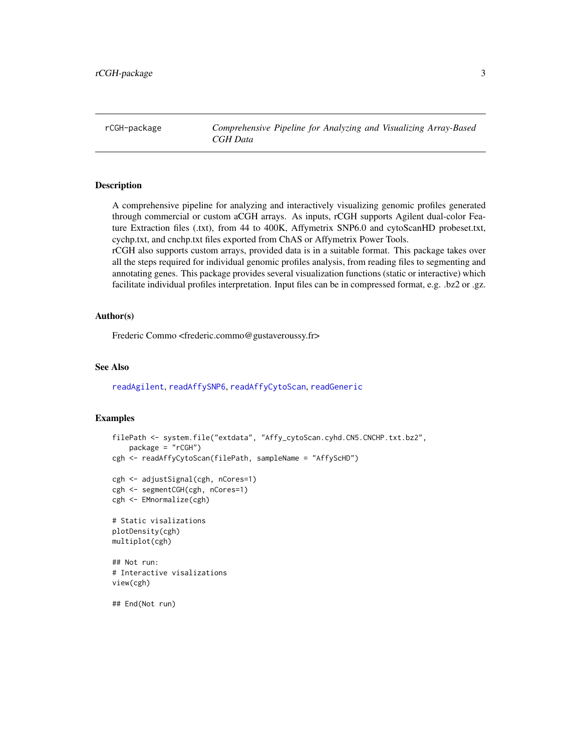# rCGH-package — *Comprehensive Pipeline for Analyzing and Visualizing Array-Based CGH Data*

## Description

A comprehensive pipeline for analyzing and interactively visualizing genomic profiles generated through commercial or custom aCGH arrays. As inputs, rCGH supports Agilent dual-color Feature Extraction files (.txt), from 44 to 400K, Affymetrix SNP6.0 and cytoScanHD probeset.txt, cychp.txt, and cnchp.txt files exported from ChAS or Affymetrix Power Tools.
rCGH also supports custom arrays, provided data is in a suitable format. This package takes over all the steps required for individual genomic profiles analysis, from reading files to segmenting and annotating genes. This package provides several visualization functions (static or interactive) which facilitate individual profiles interpretation. Input files can be in compressed format, e.g. .bz2 or .gz.

## Author(s)

Frederic Commo <frederic.commo@gustaveroussy.fr>

## See Also

readAgilent, readAffySNP6, readAffyCytoScan, readGeneric

## Examples

```
filePath <- system.file("extdata", "Affy_cytoScan.cyhd.CN5.CNCHP.txt.bz2",
    package = "rCGH")
cgh <- readAffyCytoScan(filePath, sampleName = "AffyScHD")

cgh <- adjustSignal(cgh, nCores=1)
cgh <- segmentCGH(cgh, nCores=1)
cgh <- EMnormalize(cgh)

# Static visalizations
plotDensity(cgh)
multiplot(cgh)

## Not run:
# Interactive visalizations
view(cgh)

## End(Not run)
```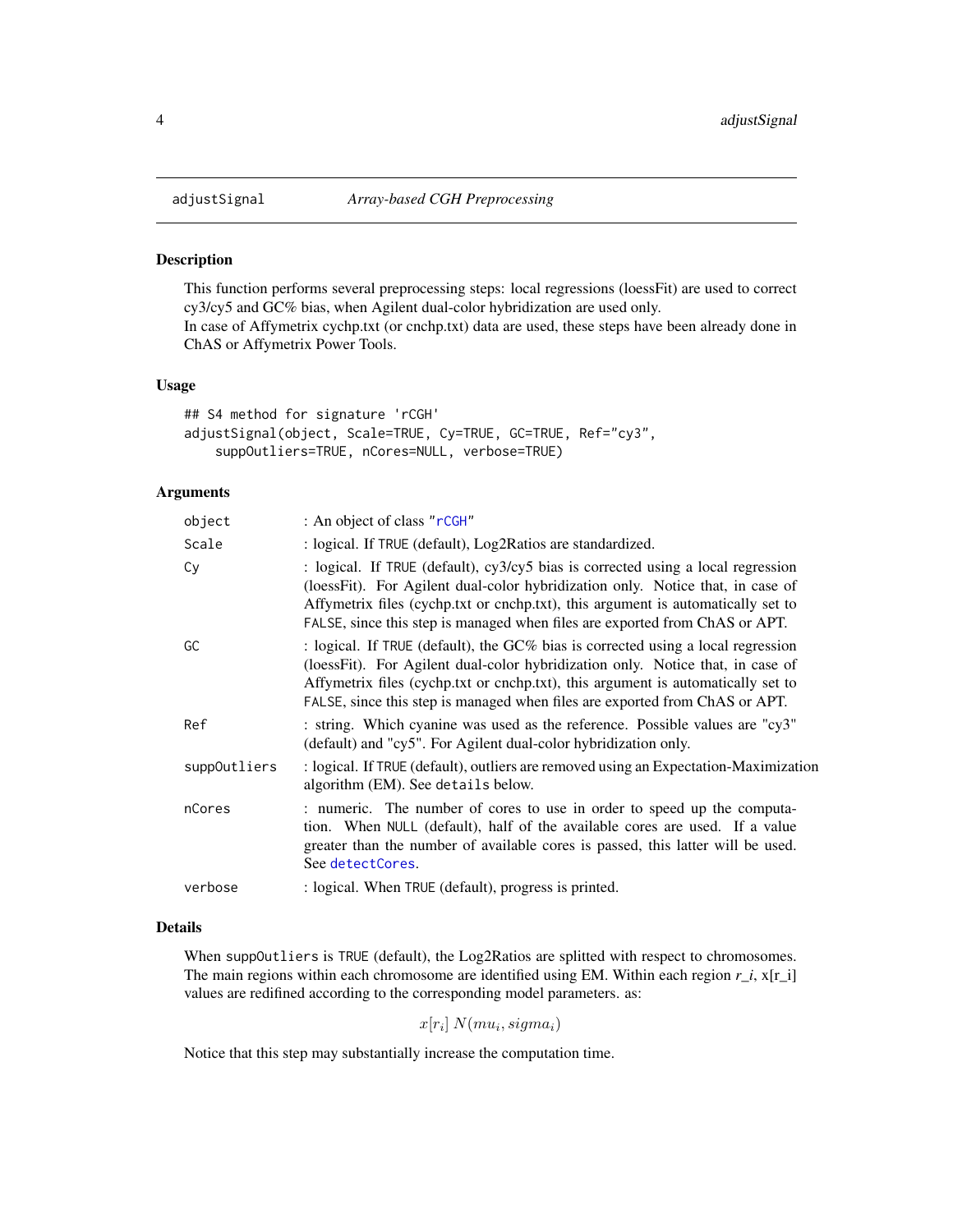# adjustSignal — *Array-based CGH Preprocessing*

## Description

This function performs several preprocessing steps: local regressions (loessFit) are used to correct cy3/cy5 and GC% bias, when Agilent dual-color hybridization are used only.
In case of Affymetrix cychp.txt (or cnchp.txt) data are used, these steps have been already done in ChAS or Affymetrix Power Tools.

## Usage

```
## S4 method for signature 'rCGH'
adjustSignal(object, Scale=TRUE, Cy=TRUE, GC=TRUE, Ref="cy3",
    suppOutliers=TRUE, nCores=NULL, verbose=TRUE)
```

## Arguments

| | |
|---|---|
| `object` | : An object of class "`rCGH`" |
| `Scale` | : logical. If `TRUE` (default), Log2Ratios are standardized. |
| `Cy` | : logical. If `TRUE` (default), cy3/cy5 bias is corrected using a local regression (loessFit). For Agilent dual-color hybridization only. Notice that, in case of Affymetrix files (cychp.txt or cnchp.txt), this argument is automatically set to `FALSE`, since this step is managed when files are exported from ChAS or APT. |
| `GC` | : logical. If `TRUE` (default), the GC% bias is corrected using a local regression (loessFit). For Agilent dual-color hybridization only. Notice that, in case of Affymetrix files (cychp.txt or cnchp.txt), this argument is automatically set to `FALSE`, since this step is managed when files are exported from ChAS or APT. |
| `Ref` | : string. Which cyanine was used as the reference. Possible values are "cy3" (default) and "cy5". For Agilent dual-color hybridization only. |
| `suppOutliers` | : logical. If `TRUE` (default), outliers are removed using an Expectation-Maximization algorithm (EM). See `details` below. |
| `nCores` | : numeric. The number of cores to use in order to speed up the computation. When `NULL` (default), half of the available cores are used. If a value greater than the number of available cores is passed, this latter will be used. See `detectCores`. |
| `verbose` | : logical. When `TRUE` (default), progress is printed. |

## Details

When `suppOutliers` is `TRUE` (default), the Log2Ratios are splitted with respect to chromosomes. The main regions within each chromosome are identified using EM. Within each region *r_i*, x[r_i] values are redifined according to the corresponding model parameters. as:

$$x[r_i]\ N(mu_i, sigma_i)$$

Notice that this step may substantially increase the computation time.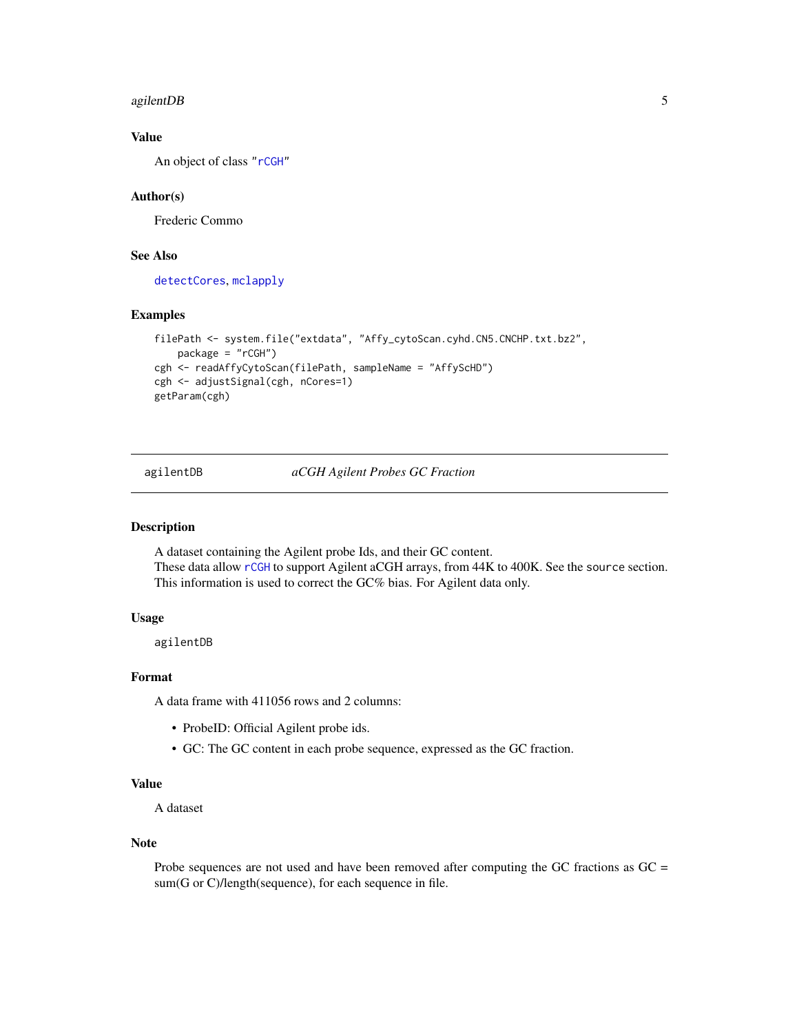### Value

An object of class "rCGH"

### Author(s)

Frederic Commo

### See Also

detectCores, mclapply

### Examples

```
filePath <- system.file("extdata", "Affy_cytoScan.cyhd.CN5.CNCHP.txt.bz2",
    package = "rCGH")
cgh <- readAffyCytoScan(filePath, sampleName = "AffyScHD")
cgh <- adjustSignal(cgh, nCores=1)
getParam(cgh)
```

---

## agilentDB — *aCGH Agilent Probes GC Fraction*

---

### Description

A dataset containing the Agilent probe Ids, and their GC content.
These data allow rCGH to support Agilent aCGH arrays, from 44K to 400K. See the `source` section.
This information is used to correct the GC% bias. For Agilent data only.

### Usage

```
agilentDB
```

### Format

A data frame with 411056 rows and 2 columns:

- ProbeID: Official Agilent probe ids.
- GC: The GC content in each probe sequence, expressed as the GC fraction.

### Value

A dataset

### Note

Probe sequences are not used and have been removed after computing the GC fractions as GC = sum(G or C)/length(sequence), for each sequence in file.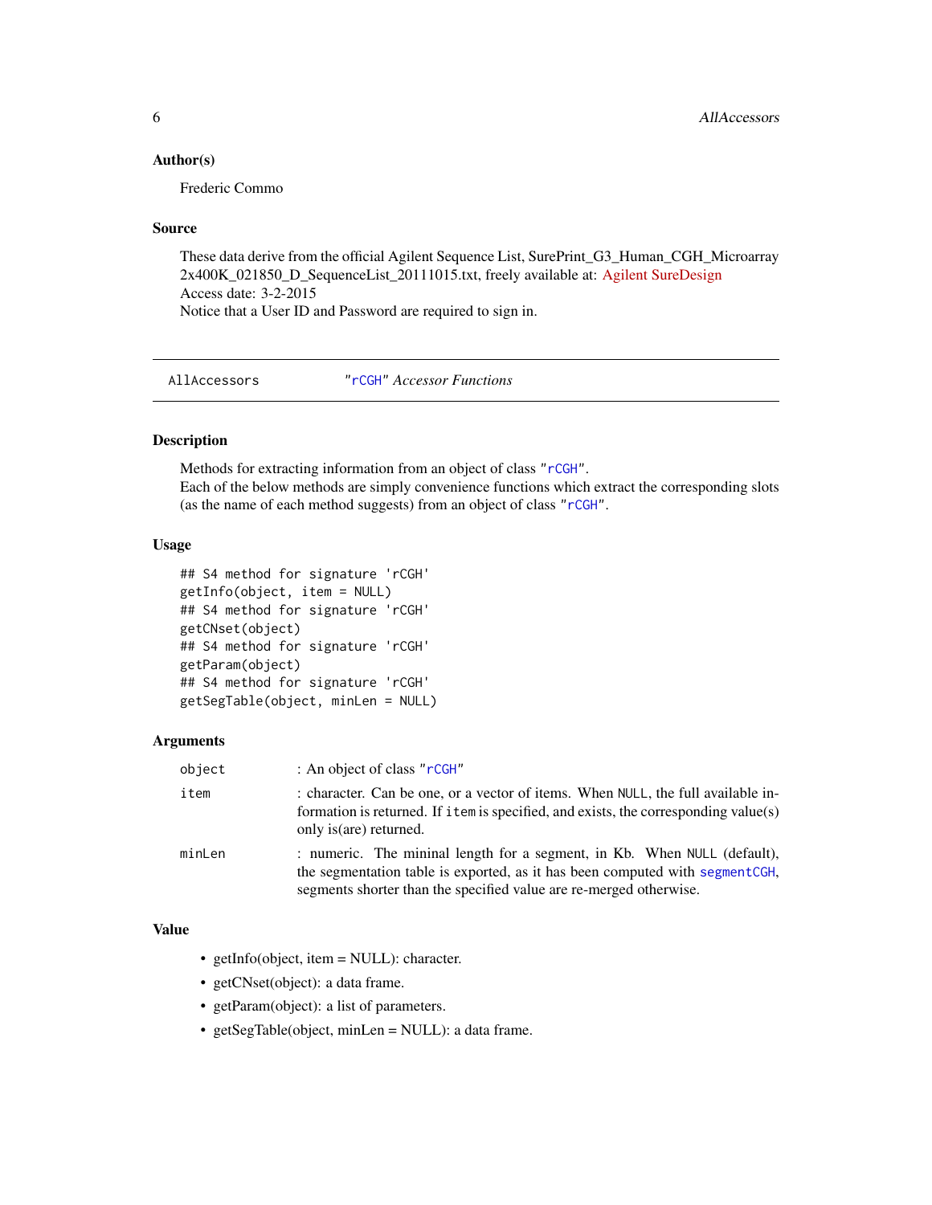### Author(s)

Frederic Commo

### Source

These data derive from the official Agilent Sequence List, SurePrint_G3_Human_CGH_Microarray 2x400K_021850_D_SequenceList_20111015.txt, freely available at: Agilent SureDesign
Access date: 3-2-2015
Notice that a User ID and Password are required to sign in.

---

## AllAccessors    *"rCGH" Accessor Functions*

### Description

Methods for extracting information from an object of class "rCGH".
Each of the below methods are simply convenience functions which extract the corresponding slots (as the name of each method suggests) from an object of class "rCGH".

### Usage

```
## S4 method for signature 'rCGH'
getInfo(object, item = NULL)
## S4 method for signature 'rCGH'
getCNset(object)
## S4 method for signature 'rCGH'
getParam(object)
## S4 method for signature 'rCGH'
getSegTable(object, minLen = NULL)
```

### Arguments

| | |
|---|---|
| `object` | : An object of class "rCGH" |
| `item` | : character. Can be one, or a vector of items. When `NULL`, the full available information is returned. If `item` is specified, and exists, the corresponding value(s) only is(are) returned. |
| `minLen` | : numeric. The mininal length for a segment, in Kb. When `NULL` (default), the segmentation table is exported, as it has been computed with `segmentCGH`, segments shorter than the specified value are re-merged otherwise. |

### Value

- getInfo(object, item = NULL): character.
- getCNset(object): a data frame.
- getParam(object): a list of parameters.
- getSegTable(object, minLen = NULL): a data frame.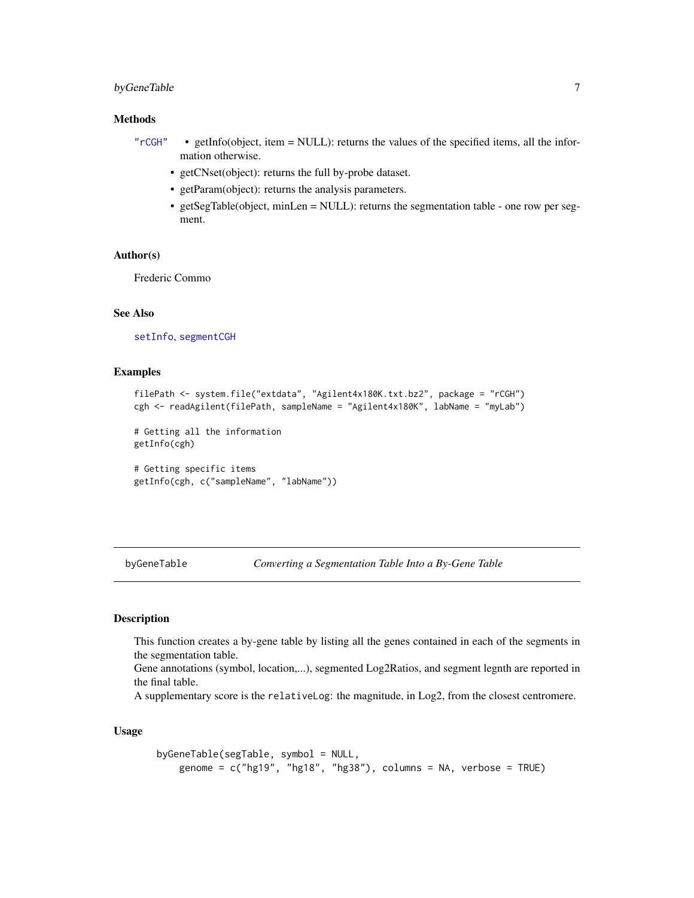## Methods

"rCGH"

- getInfo(object, item = NULL): returns the values of the specified items, all the information otherwise.
- getCNset(object): returns the full by-probe dataset.
- getParam(object): returns the analysis parameters.
- getSegTable(object, minLen = NULL): returns the segmentation table - one row per segment.

## Author(s)

Frederic Commo

## See Also

setInfo, segmentCGH

## Examples

```
filePath <- system.file("extdata", "Agilent4x180K.txt.bz2", package = "rCGH")
cgh <- readAgilent(filePath, sampleName = "Agilent4x180K", labName = "myLab")

# Getting all the information
getInfo(cgh)

# Getting specific items
getInfo(cgh, c("sampleName", "labName"))
```

---

# byGeneTable *Converting a Segmentation Table Into a By-Gene Table*

## Description

This function creates a by-gene table by listing all the genes contained in each of the segments in the segmentation table.
Gene annotations (symbol, location,...), segmented Log2Ratios, and segment legnth are reported in the final table.
A supplementary score is the relativeLog: the magnitude, in Log2, from the closest centromere.

## Usage

```
byGeneTable(segTable, symbol = NULL,
    genome = c("hg19", "hg18", "hg38"), columns = NA, verbose = TRUE)
```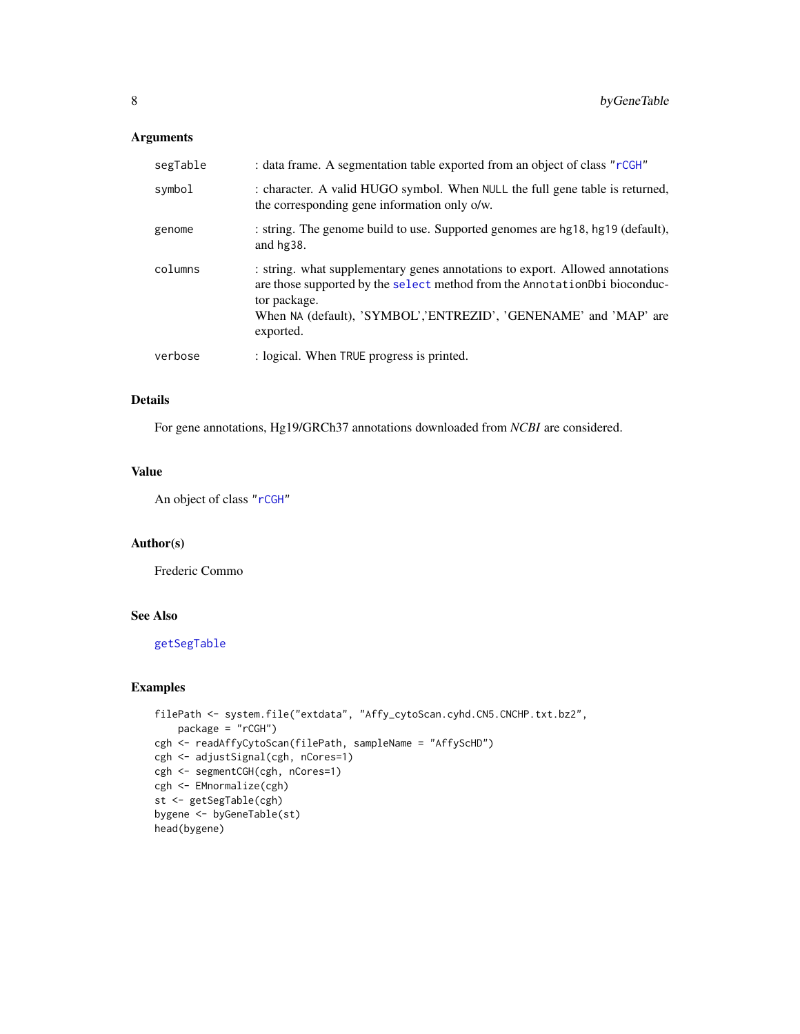### Arguments

| | |
|---|---|
| `segTable` | : data frame. A segmentation table exported from an object of class "`rCGH`" |
| `symbol` | : character. A valid HUGO symbol. When `NULL` the full gene table is returned, the corresponding gene information only o/w. |
| `genome` | : string. The genome build to use. Supported genomes are `hg18`, `hg19` (default), and `hg38`. |
| `columns` | : string. what supplementary genes annotations to export. Allowed annotations are those supported by the `select` method from the `AnnotationDbi` bioconductor package. When `NA` (default), 'SYMBOL','ENTREZID', 'GENENAME' and 'MAP' are exported. |
| `verbose` | : logical. When `TRUE` progress is printed. |

### Details

For gene annotations, Hg19/GRCh37 annotations downloaded from *NCBI* are considered.

### Value

An object of class "`rCGH`"

### Author(s)

Frederic Commo

### See Also

`getSegTable`

### Examples

```
filePath <- system.file("extdata", "Affy_cytoScan.cyhd.CN5.CNCHP.txt.bz2",
    package = "rCGH")
cgh <- readAffyCytoScan(filePath, sampleName = "AffyScHD")
cgh <- adjustSignal(cgh, nCores=1)
cgh <- segmentCGH(cgh, nCores=1)
cgh <- EMnormalize(cgh)
st <- getSegTable(cgh)
bygene <- byGeneTable(st)
head(bygene)
```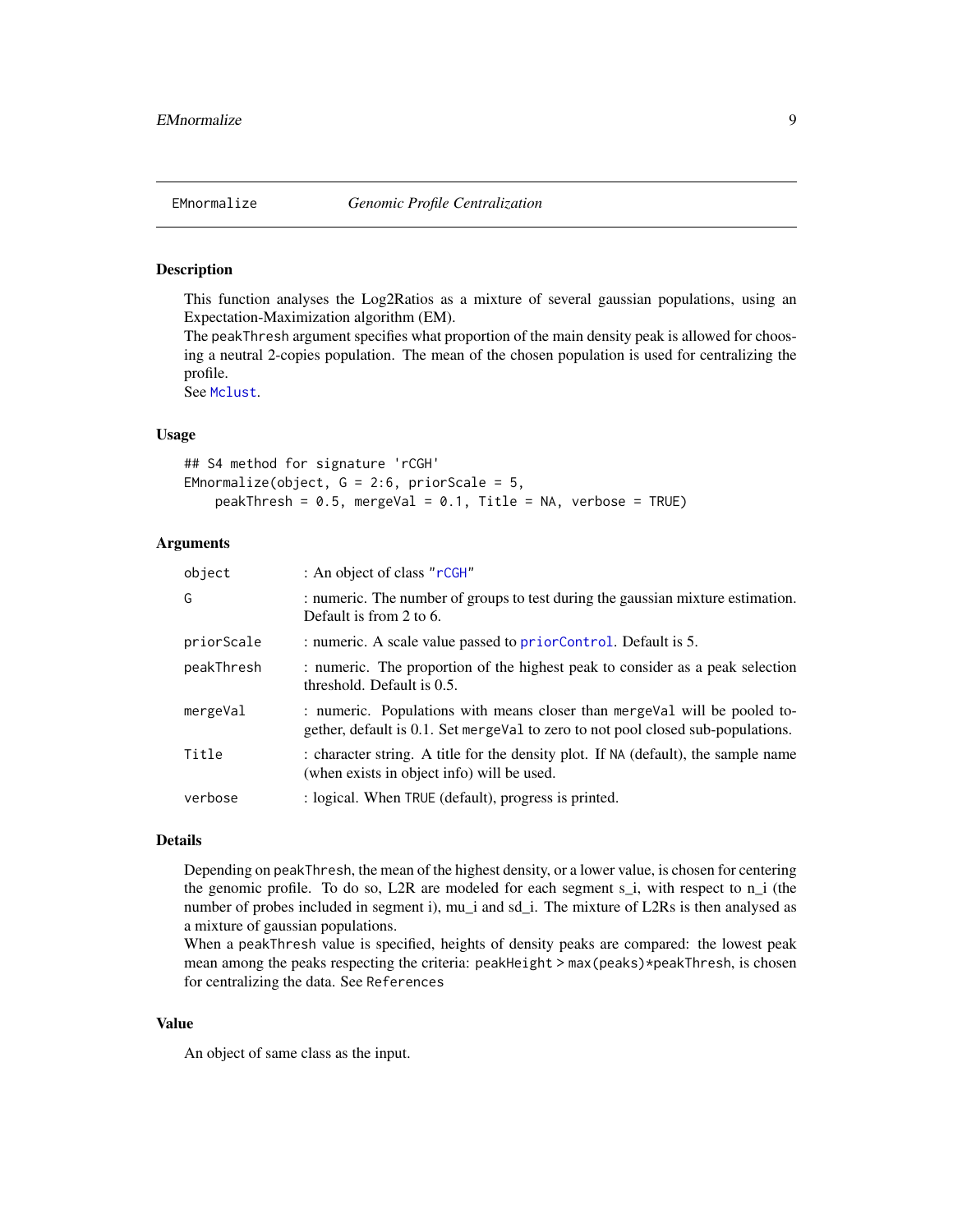# EMnormalize *Genomic Profile Centralization*

## Description

This function analyses the Log2Ratios as a mixture of several gaussian populations, using an Expectation-Maximization algorithm (EM).
The `peakThresh` argument specifies what proportion of the main density peak is allowed for choosing a neutral 2-copies population. The mean of the chosen population is used for centralizing the profile.
See `Mclust`.

## Usage

```
## S4 method for signature 'rCGH'
EMnormalize(object, G = 2:6, priorScale = 5,
    peakThresh = 0.5, mergeVal = 0.1, Title = NA, verbose = TRUE)
```

## Arguments

| | |
|---|---|
| `object` | : An object of class "`rCGH`" |
| `G` | : numeric. The number of groups to test during the gaussian mixture estimation. Default is from 2 to 6. |
| `priorScale` | : numeric. A scale value passed to `priorControl`. Default is 5. |
| `peakThresh` | : numeric. The proportion of the highest peak to consider as a peak selection threshold. Default is 0.5. |
| `mergeVal` | : numeric. Populations with means closer than `mergeVal` will be pooled together, default is 0.1. Set `mergeVal` to zero to not pool closed sub-populations. |
| `Title` | : character string. A title for the density plot. If `NA` (default), the sample name (when exists in object info) will be used. |
| `verbose` | : logical. When `TRUE` (default), progress is printed. |

## Details

Depending on `peakThresh`, the mean of the highest density, or a lower value, is chosen for centering the genomic profile. To do so, L2R are modeled for each segment s_i, with respect to n_i (the number of probes included in segment i), mu_i and sd_i. The mixture of L2Rs is then analysed as a mixture of gaussian populations.
When a `peakThresh` value is specified, heights of density peaks are compared: the lowest peak mean among the peaks respecting the criteria: `peakHeight > max(peaks)*peakThresh`, is chosen for centralizing the data. See `References`

## Value

An object of same class as the input.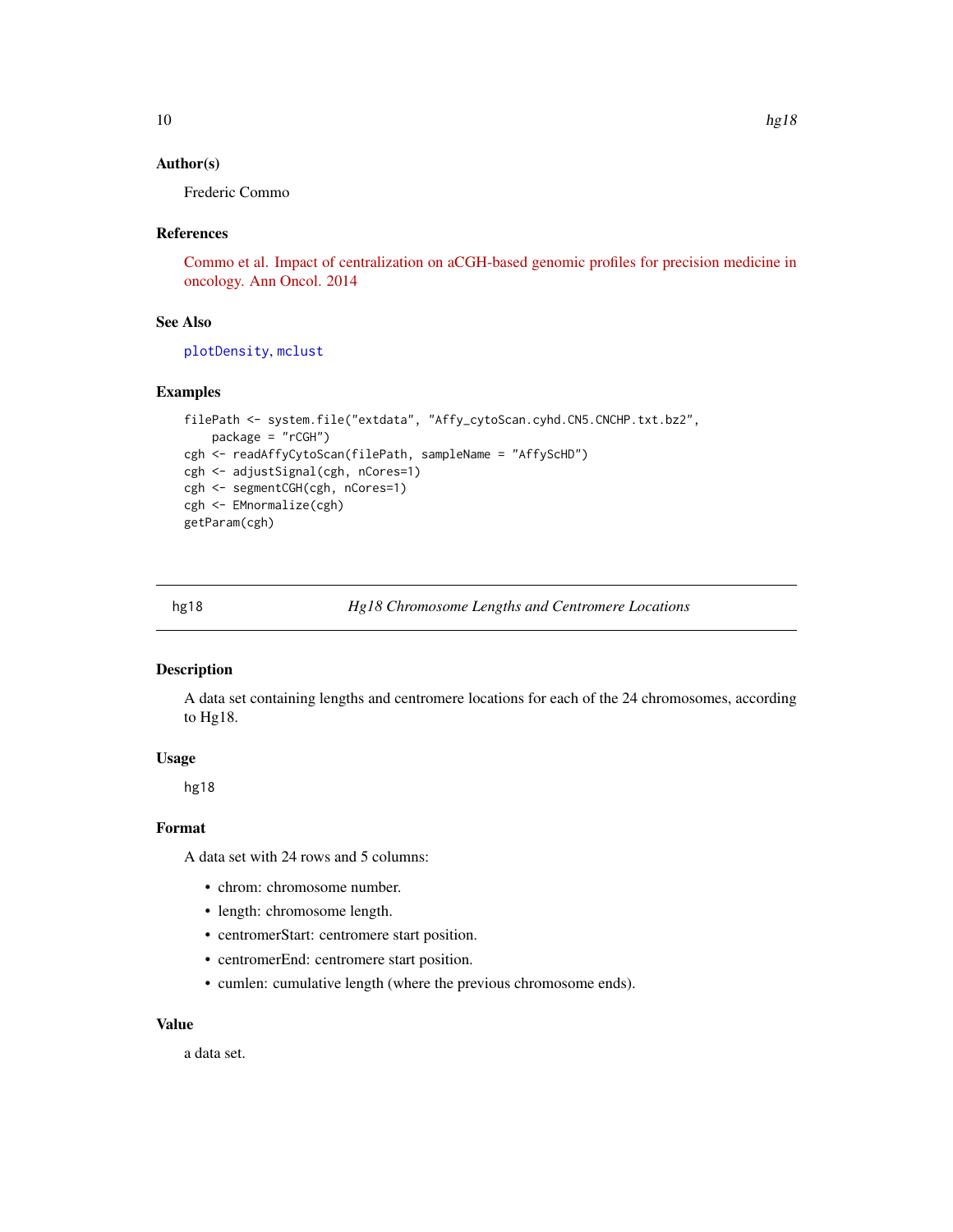## Author(s)

Frederic Commo

## References

Commo et al. Impact of centralization on aCGH-based genomic profiles for precision medicine in oncology. Ann Oncol. 2014

## See Also

plotDensity, mclust

## Examples

```
filePath <- system.file("extdata", "Affy_cytoScan.cyhd.CN5.CNCHP.txt.bz2",
    package = "rCGH")
cgh <- readAffyCytoScan(filePath, sampleName = "AffyScHD")
cgh <- adjustSignal(cgh, nCores=1)
cgh <- segmentCGH(cgh, nCores=1)
cgh <- EMnormalize(cgh)
getParam(cgh)
```

---

# hg18 — *Hg18 Chromosome Lengths and Centromere Locations*

## Description

A data set containing lengths and centromere locations for each of the 24 chromosomes, according to Hg18.

## Usage

```
hg18
```

## Format

A data set with 24 rows and 5 columns:

- chrom: chromosome number.
- length: chromosome length.
- centromerStart: centromere start position.
- centromerEnd: centromere start position.
- cumlen: cumulative length (where the previous chromosome ends).

## Value

a data set.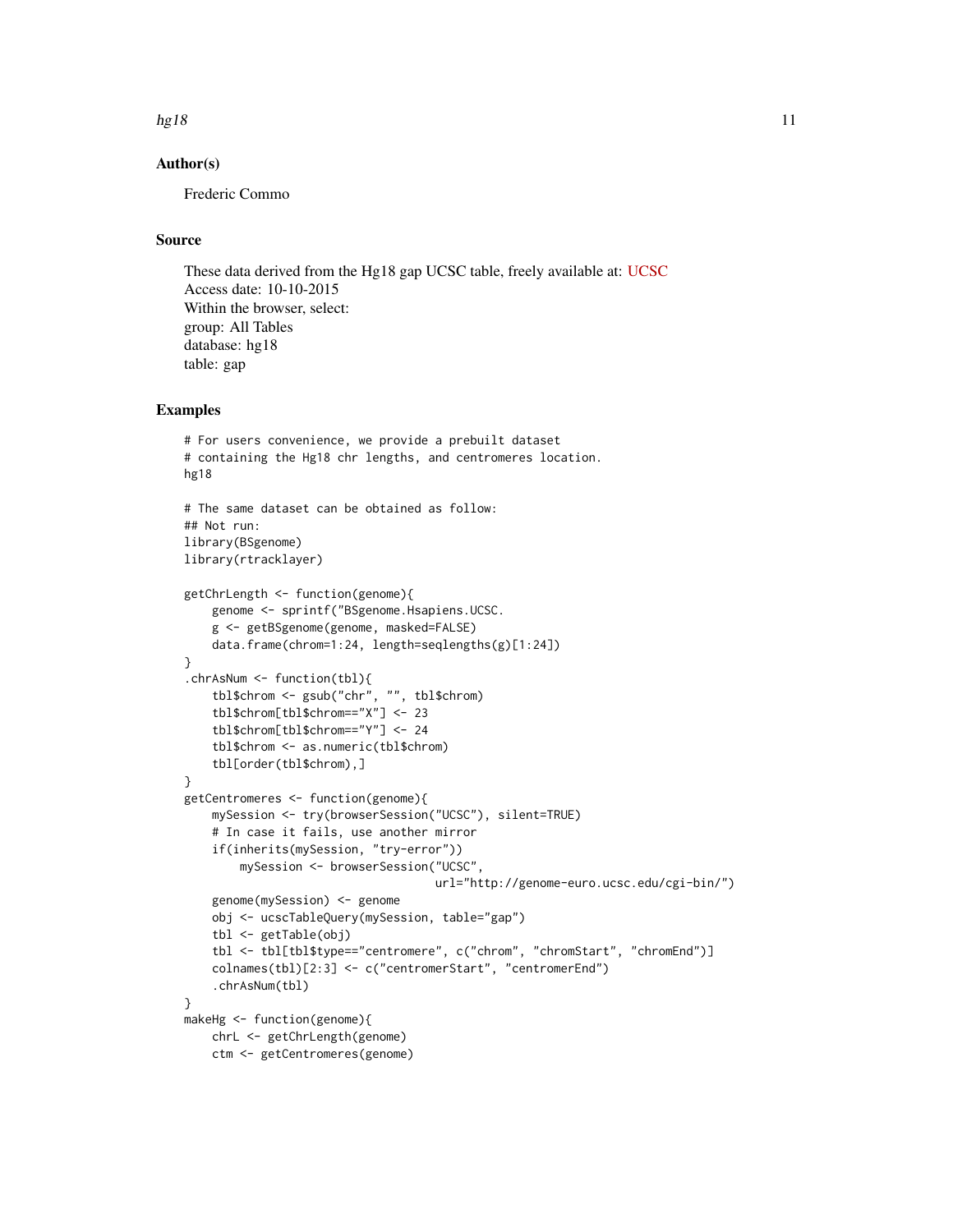## Author(s)

Frederic Commo

## Source

These data derived from the Hg18 gap UCSC table, freely available at: UCSC
Access date: 10-10-2015
Within the browser, select:
group: All Tables
database: hg18
table: gap

## Examples

```
# For users convenience, we provide a prebuilt dataset
# containing the Hg18 chr lengths, and centromeres location.
hg18

# The same dataset can be obtained as follow:
## Not run:
library(BSgenome)
library(rtracklayer)

getChrLength <- function(genome){
    genome <- sprintf("BSgenome.Hsapiens.UCSC.
    g <- getBSgenome(genome, masked=FALSE)
    data.frame(chrom=1:24, length=seqlengths(g)[1:24])
}
.chrAsNum <- function(tbl){
    tbl$chrom <- gsub("chr", "", tbl$chrom)
    tbl$chrom[tbl$chrom=="X"] <- 23
    tbl$chrom[tbl$chrom=="Y"] <- 24
    tbl$chrom <- as.numeric(tbl$chrom)
    tbl[order(tbl$chrom),]
}
getCentromeres <- function(genome){
    mySession <- try(browserSession("UCSC"), silent=TRUE)
    # In case it fails, use another mirror
    if(inherits(mySession, "try-error"))
        mySession <- browserSession("UCSC",
                                    url="http://genome-euro.ucsc.edu/cgi-bin/")
    genome(mySession) <- genome
    obj <- ucscTableQuery(mySession, table="gap")
    tbl <- getTable(obj)
    tbl <- tbl[tbl$type=="centromere", c("chrom", "chromStart", "chromEnd")]
    colnames(tbl)[2:3] <- c("centromerStart", "centromerEnd")
    .chrAsNum(tbl)
}
makeHg <- function(genome){
    chrL <- getChrLength(genome)
    ctm <- getCentromeres(genome)
```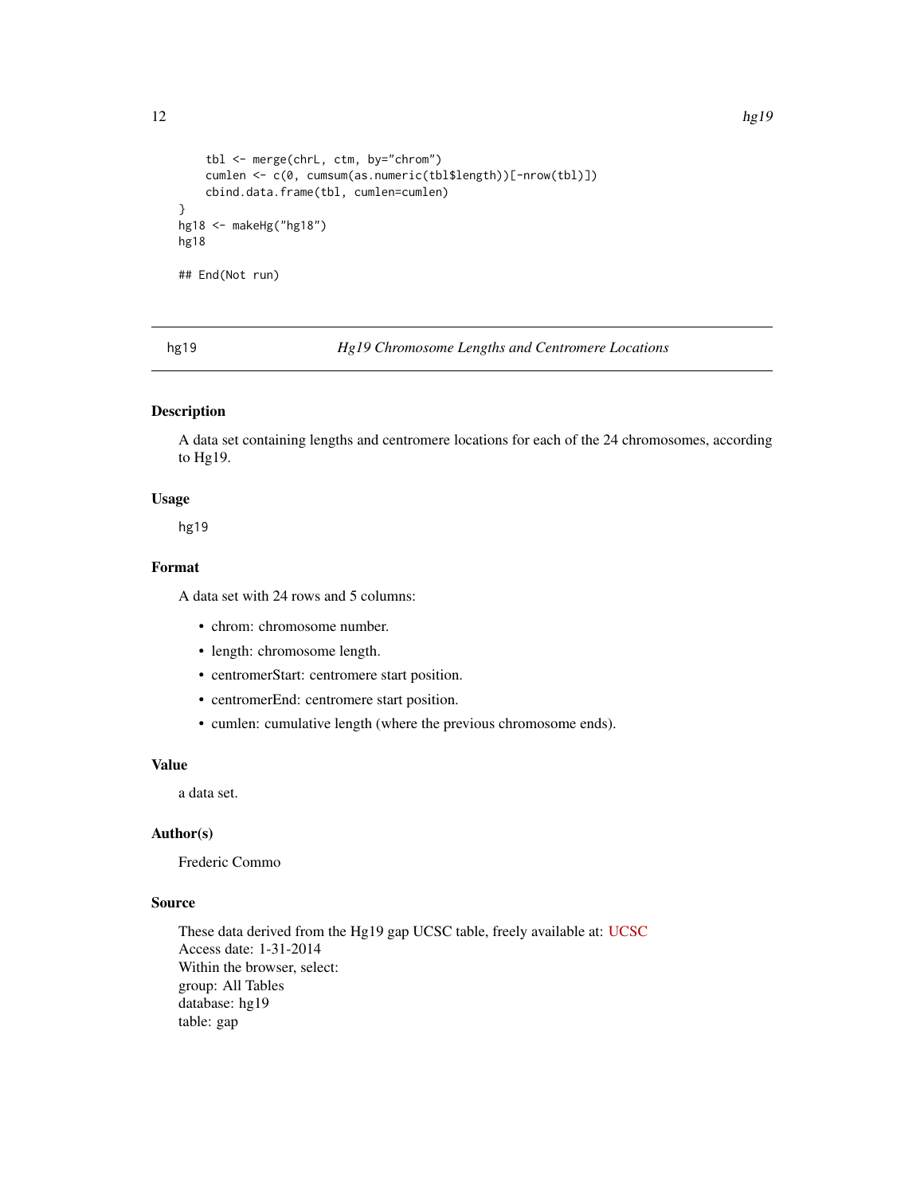```
    tbl <- merge(chrL, ctm, by="chrom")
    cumlen <- c(0, cumsum(as.numeric(tbl$length))[-nrow(tbl)])
    cbind.data.frame(tbl, cumlen=cumlen)
}
hg18 <- makeHg("hg18")
hg18

## End(Not run)
```

---

hg19 &emsp;&emsp;&emsp; *Hg19 Chromosome Lengths and Centromere Locations*

---

### Description

A data set containing lengths and centromere locations for each of the 24 chromosomes, according to Hg19.

### Usage

```
hg19
```

### Format

A data set with 24 rows and 5 columns:

- chrom: chromosome number.
- length: chromosome length.
- centromerStart: centromere start position.
- centromerEnd: centromere start position.
- cumlen: cumulative length (where the previous chromosome ends).

### Value

a data set.

### Author(s)

Frederic Commo

### Source

These data derived from the Hg19 gap UCSC table, freely available at: UCSC
Access date: 1-31-2014
Within the browser, select:
group: All Tables
database: hg19
table: gap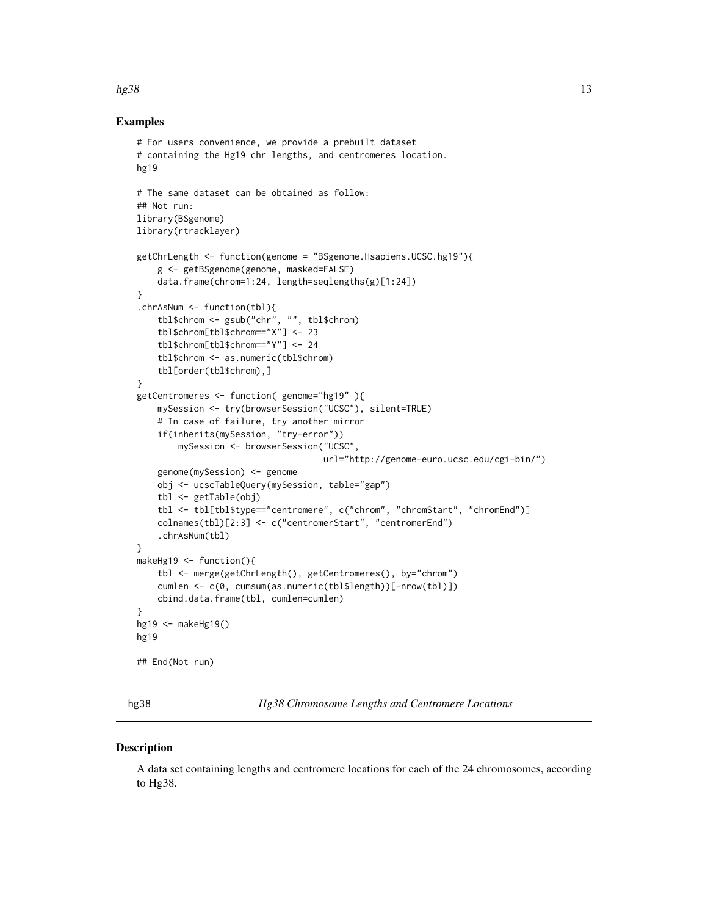### Examples

```
# For users convenience, we provide a prebuilt dataset
# containing the Hg19 chr lengths, and centromeres location.
hg19

# The same dataset can be obtained as follow:
## Not run:
library(BSgenome)
library(rtracklayer)

getChrLength <- function(genome = "BSgenome.Hsapiens.UCSC.hg19"){
    g <- getBSgenome(genome, masked=FALSE)
    data.frame(chrom=1:24, length=seqlengths(g)[1:24])
}
.chrAsNum <- function(tbl){
    tbl$chrom <- gsub("chr", "", tbl$chrom)
    tbl$chrom[tbl$chrom=="X"] <- 23
    tbl$chrom[tbl$chrom=="Y"] <- 24
    tbl$chrom <- as.numeric(tbl$chrom)
    tbl[order(tbl$chrom),]
}
getCentromeres <- function( genome="hg19" ){
    mySession <- try(browserSession("UCSC"), silent=TRUE)
    # In case of failure, try another mirror
    if(inherits(mySession, "try-error"))
        mySession <- browserSession("UCSC",
                                    url="http://genome-euro.ucsc.edu/cgi-bin/")
    genome(mySession) <- genome
    obj <- ucscTableQuery(mySession, table="gap")
    tbl <- getTable(obj)
    tbl <- tbl[tbl$type=="centromere", c("chrom", "chromStart", "chromEnd")]
    colnames(tbl)[2:3] <- c("centromerStart", "centromerEnd")
    .chrAsNum(tbl)
}
makeHg19 <- function(){
    tbl <- merge(getChrLength(), getCentromeres(), by="chrom")
    cumlen <- c(0, cumsum(as.numeric(tbl$length))[-nrow(tbl)])
    cbind.data.frame(tbl, cumlen=cumlen)
}
hg19 <- makeHg19()
hg19

## End(Not run)
```

---

## hg38 — *Hg38 Chromosome Lengths and Centromere Locations*

---

### Description

A data set containing lengths and centromere locations for each of the 24 chromosomes, according to Hg38.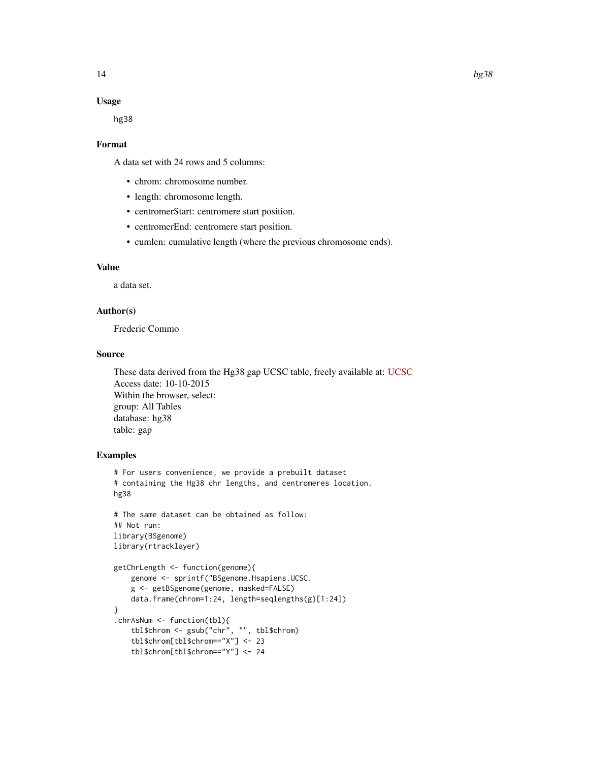### Usage

```
hg38
```

### Format

A data set with 24 rows and 5 columns:

- chrom: chromosome number.
- length: chromosome length.
- centromerStart: centromere start position.
- centromerEnd: centromere start position.
- cumlen: cumulative length (where the previous chromosome ends).

### Value

a data set.

### Author(s)

Frederic Commo

### Source

These data derived from the Hg38 gap UCSC table, freely available at: UCSC
Access date: 10-10-2015
Within the browser, select:
group: All Tables
database: hg38
table: gap

### Examples

```
# For users convenience, we provide a prebuilt dataset
# containing the Hg38 chr lengths, and centromeres location.
hg38

# The same dataset can be obtained as follow:
## Not run:
library(BSgenome)
library(rtracklayer)

getChrLength <- function(genome){
    genome <- sprintf("BSgenome.Hsapiens.UCSC.
    g <- getBSgenome(genome, masked=FALSE)
    data.frame(chrom=1:24, length=seqlengths(g)[1:24])
}
.chrAsNum <- function(tbl){
    tbl$chrom <- gsub("chr", "", tbl$chrom)
    tbl$chrom[tbl$chrom=="X"] <- 23
    tbl$chrom[tbl$chrom=="Y"] <- 24
```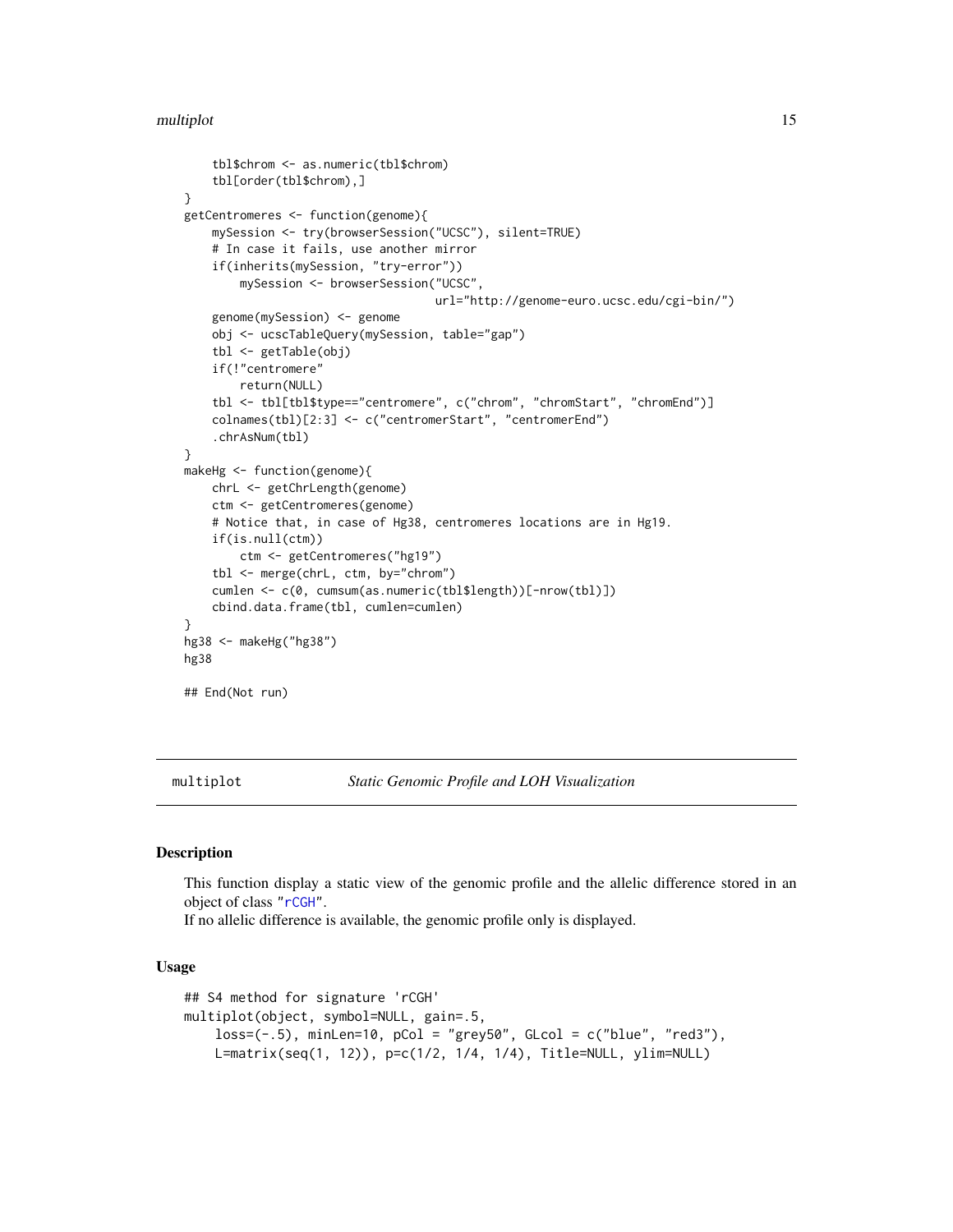```
    tbl$chrom <- as.numeric(tbl$chrom)
    tbl[order(tbl$chrom),]
}
getCentromeres <- function(genome){
    mySession <- try(browserSession("UCSC"), silent=TRUE)
    # In case it fails, use another mirror
    if(inherits(mySession, "try-error"))
        mySession <- browserSession("UCSC",
                                    url="http://genome-euro.ucsc.edu/cgi-bin/")
    genome(mySession) <- genome
    obj <- ucscTableQuery(mySession, table="gap")
    tbl <- getTable(obj)
    if(!"centromere"
        return(NULL)
    tbl <- tbl[tbl$type=="centromere", c("chrom", "chromStart", "chromEnd")]
    colnames(tbl)[2:3] <- c("centromerStart", "centromerEnd")
    .chrAsNum(tbl)
}
makeHg <- function(genome){
    chrL <- getChrLength(genome)
    ctm <- getCentromeres(genome)
    # Notice that, in case of Hg38, centromeres locations are in Hg19.
    if(is.null(ctm))
        ctm <- getCentromeres("hg19")
    tbl <- merge(chrL, ctm, by="chrom")
    cumlen <- c(0, cumsum(as.numeric(tbl$length))[-nrow(tbl)])
    cbind.data.frame(tbl, cumlen=cumlen)
}
hg38 <- makeHg("hg38")
hg38

## End(Not run)
```

## multiplot — *Static Genomic Profile and LOH Visualization*

### Description

This function display a static view of the genomic profile and the allelic difference stored in an object of class "rCGH".
If no allelic difference is available, the genomic profile only is displayed.

### Usage

```
## S4 method for signature 'rCGH'
multiplot(object, symbol=NULL, gain=.5,
    loss=(-.5), minLen=10, pCol = "grey50", GLcol = c("blue", "red3"),
    L=matrix(seq(1, 12)), p=c(1/2, 1/4, 1/4), Title=NULL, ylim=NULL)
```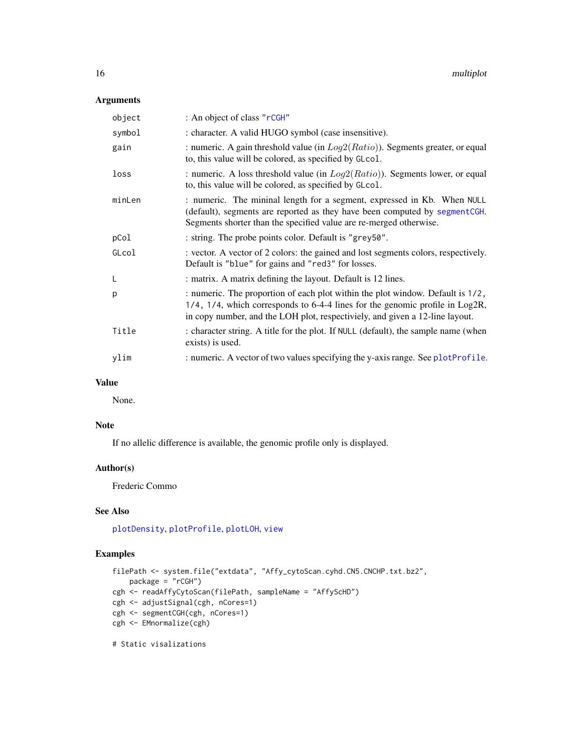## Arguments

| | |
|---|---|
| `object` | : An object of class "`rCGH`" |
| `symbol` | : character. A valid HUGO symbol (case insensitive). |
| `gain` | : numeric. A gain threshold value (in $Log2(Ratio)$). Segments greater, or equal to, this value will be colored, as specified by `GLcol`. |
| `loss` | : numeric. A loss threshold value (in $Log2(Ratio)$). Segments lower, or equal to, this value will be colored, as specified by `GLcol`. |
| `minLen` | : numeric. The mininal length for a segment, expressed in Kb. When `NULL` (default), segments are reported as they have been computed by `segmentCGH`. Segments shorter than the specified value are re-merged otherwise. |
| `pCol` | : string. The probe points color. Default is `"grey50"`. |
| `GLcol` | : vector. A vector of 2 colors: the gained and lost segments colors, respectively. Default is `"blue"` for gains and `"red3"` for losses. |
| `L` | : matrix. A matrix defining the layout. Default is 12 lines. |
| `p` | : numeric. The proportion of each plot within the plot window. Default is `1/2, 1/4, 1/4`, which corresponds to 6-4-4 lines for the genomic profile in Log2R, in copy number, and the LOH plot, respectiviely, and given a 12-line layout. |
| `Title` | : character string. A title for the plot. If `NULL` (default), the sample name (when exists) is used. |
| `ylim` | : numeric. A vector of two values specifying the y-axis range. See `plotProfile`. |

## Value

None.

## Note

If no allelic difference is available, the genomic profile only is displayed.

## Author(s)

Frederic Commo

## See Also

`plotDensity`, `plotProfile`, `plotLOH`, `view`

## Examples

```
filePath <- system.file("extdata", "Affy_cytoScan.cyhd.CN5.CNCHP.txt.bz2",
    package = "rCGH")
cgh <- readAffyCytoScan(filePath, sampleName = "AffyScHD")
cgh <- adjustSignal(cgh, nCores=1)
cgh <- segmentCGH(cgh, nCores=1)
cgh <- EMnormalize(cgh)

# Static visalizations
```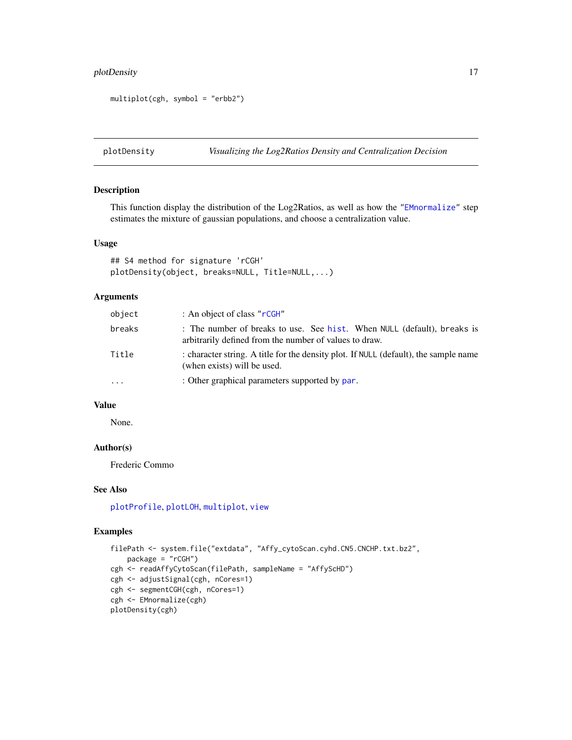```
multiplot(cgh, symbol = "erbb2")
```

## plotDensity — *Visualizing the Log2Ratios Density and Centralization Decision*

### Description

This function display the distribution of the Log2Ratios, as well as how the "EMnormalize" step estimates the mixture of gaussian populations, and choose a centralization value.

### Usage

```
## S4 method for signature 'rCGH'
plotDensity(object, breaks=NULL, Title=NULL,...)
```

### Arguments

| | |
|---|---|
| `object` | : An object of class "rCGH" |
| `breaks` | : The number of breaks to use. See hist. When `NULL` (default), `breaks` is arbitrarily defined from the number of values to draw. |
| `Title` | : character string. A title for the density plot. If `NULL` (default), the sample name (when exists) will be used. |
| `...` | : Other graphical parameters supported by par. |

### Value

None.

### Author(s)

Frederic Commo

### See Also

plotProfile, plotLOH, multiplot, view

### Examples

```
filePath <- system.file("extdata", "Affy_cytoScan.cyhd.CN5.CNCHP.txt.bz2",
    package = "rCGH")
cgh <- readAffyCytoScan(filePath, sampleName = "AffyScHD")
cgh <- adjustSignal(cgh, nCores=1)
cgh <- segmentCGH(cgh, nCores=1)
cgh <- EMnormalize(cgh)
plotDensity(cgh)
```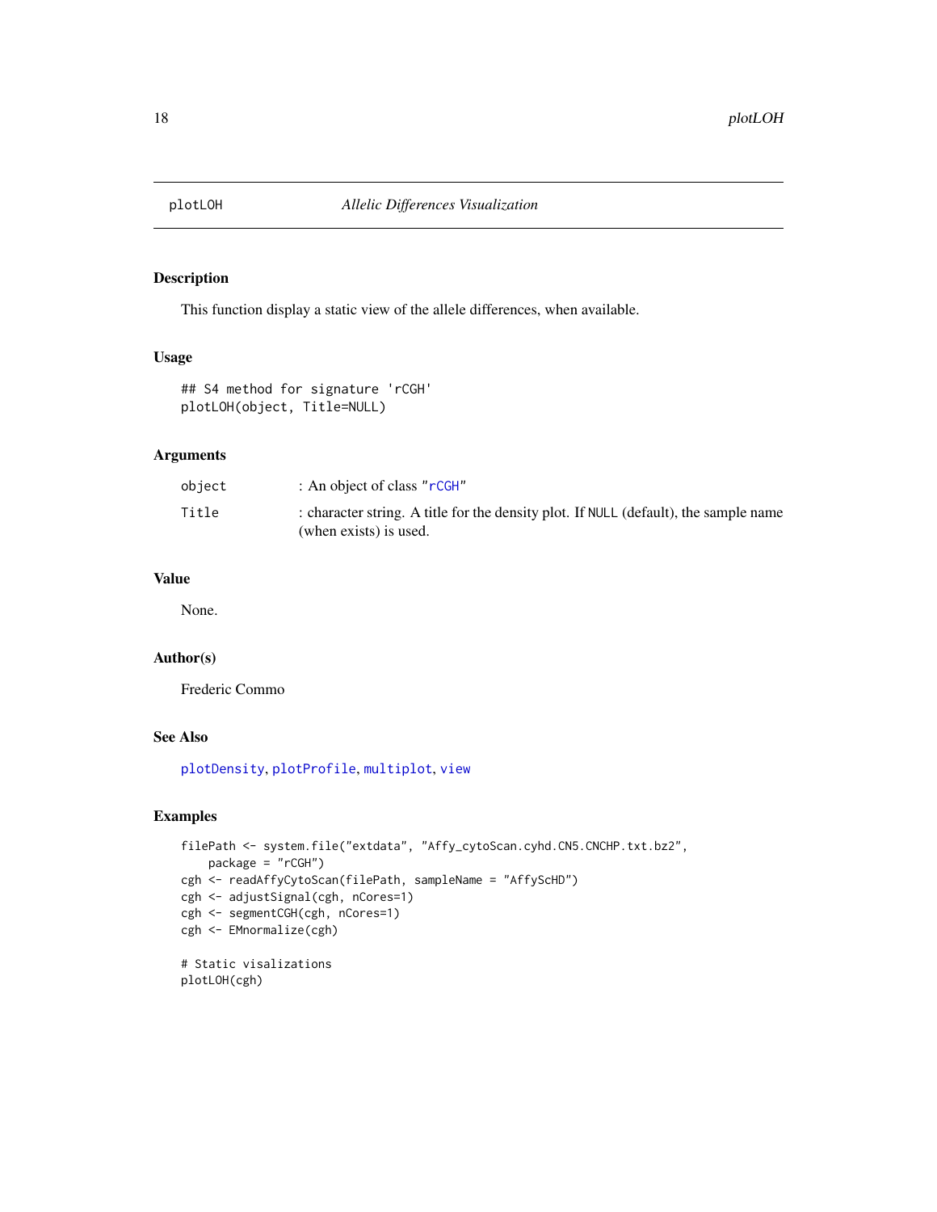# plotLOH — *Allelic Differences Visualization*

## Description

This function display a static view of the allele differences, when available.

## Usage

```
## S4 method for signature 'rCGH'
plotLOH(object, Title=NULL)
```

## Arguments

| | |
|---|---|
| `object` | : An object of class "rCGH" |
| `Title` | : character string. A title for the density plot. If NULL (default), the sample name (when exists) is used. |

## Value

None.

## Author(s)

Frederic Commo

## See Also

plotDensity, plotProfile, multiplot, view

## Examples

```
filePath <- system.file("extdata", "Affy_cytoScan.cyhd.CN5.CNCHP.txt.bz2",
    package = "rCGH")
cgh <- readAffyCytoScan(filePath, sampleName = "AffyScHD")
cgh <- adjustSignal(cgh, nCores=1)
cgh <- segmentCGH(cgh, nCores=1)
cgh <- EMnormalize(cgh)

# Static visalizations
plotLOH(cgh)
```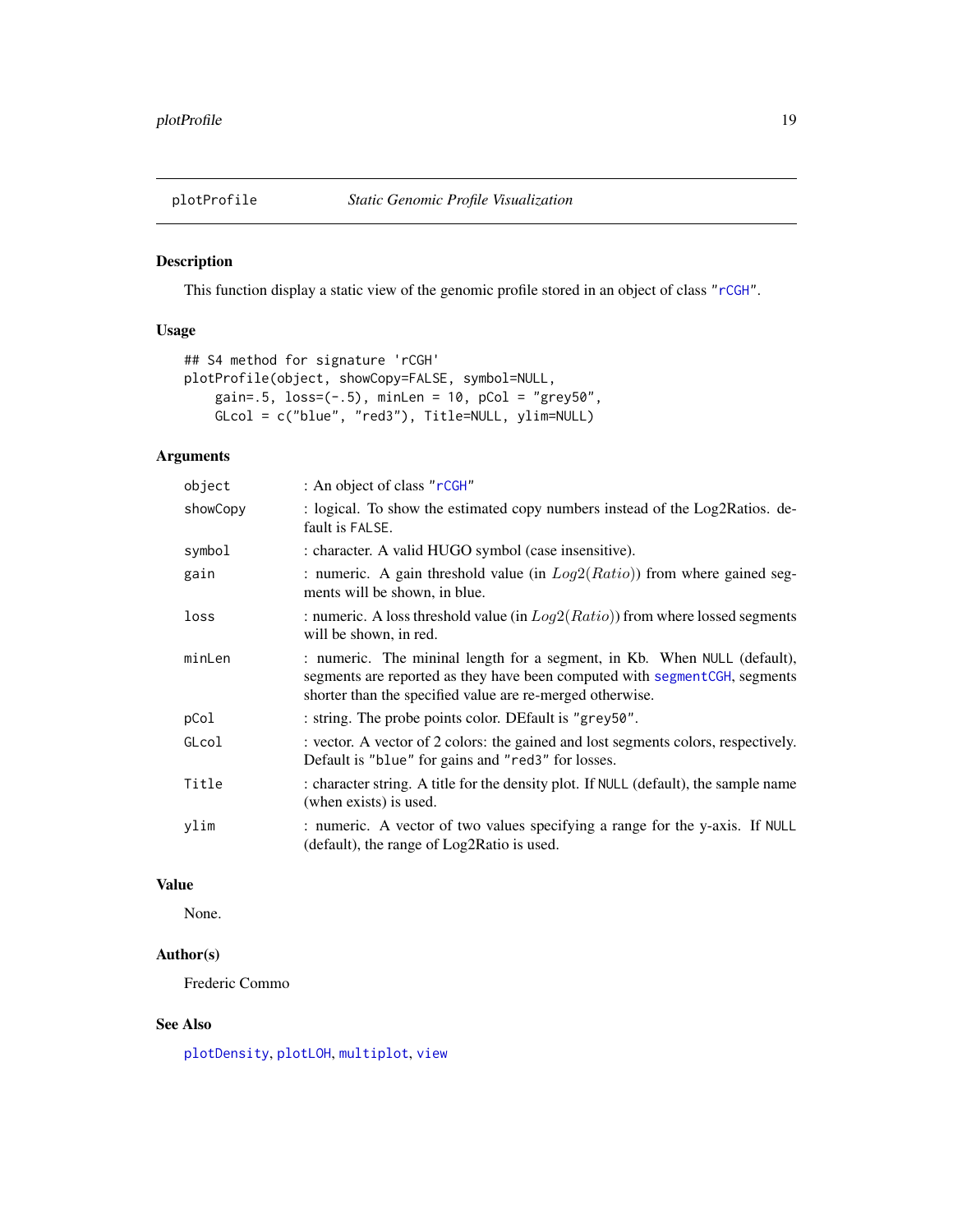## plotProfile *Static Genomic Profile Visualization*

### Description

This function display a static view of the genomic profile stored in an object of class "rCGH".

### Usage

```
## S4 method for signature 'rCGH'
plotProfile(object, showCopy=FALSE, symbol=NULL,
    gain=.5, loss=(-.5), minLen = 10, pCol = "grey50",
    GLcol = c("blue", "red3"), Title=NULL, ylim=NULL)
```

### Arguments

| | |
|---|---|
| object | : An object of class "rCGH" |
| showCopy | : logical. To show the estimated copy numbers instead of the Log2Ratios. default is FALSE. |
| symbol | : character. A valid HUGO symbol (case insensitive). |
| gain | : numeric. A gain threshold value (in $Log2(Ratio)$) from where gained segments will be shown, in blue. |
| loss | : numeric. A loss threshold value (in $Log2(Ratio)$) from where lossed segments will be shown, in red. |
| minLen | : numeric. The mininal length for a segment, in Kb. When NULL (default), segments are reported as they have been computed with segmentCGH, segments shorter than the specified value are re-merged otherwise. |
| pCol | : string. The probe points color. DEfault is "grey50". |
| GLcol | : vector. A vector of 2 colors: the gained and lost segments colors, respectively. Default is "blue" for gains and "red3" for losses. |
| Title | : character string. A title for the density plot. If NULL (default), the sample name (when exists) is used. |
| ylim | : numeric. A vector of two values specifying a range for the y-axis. If NULL (default), the range of Log2Ratio is used. |

### Value

None.

### Author(s)

Frederic Commo

### See Also

plotDensity, plotLOH, multiplot, view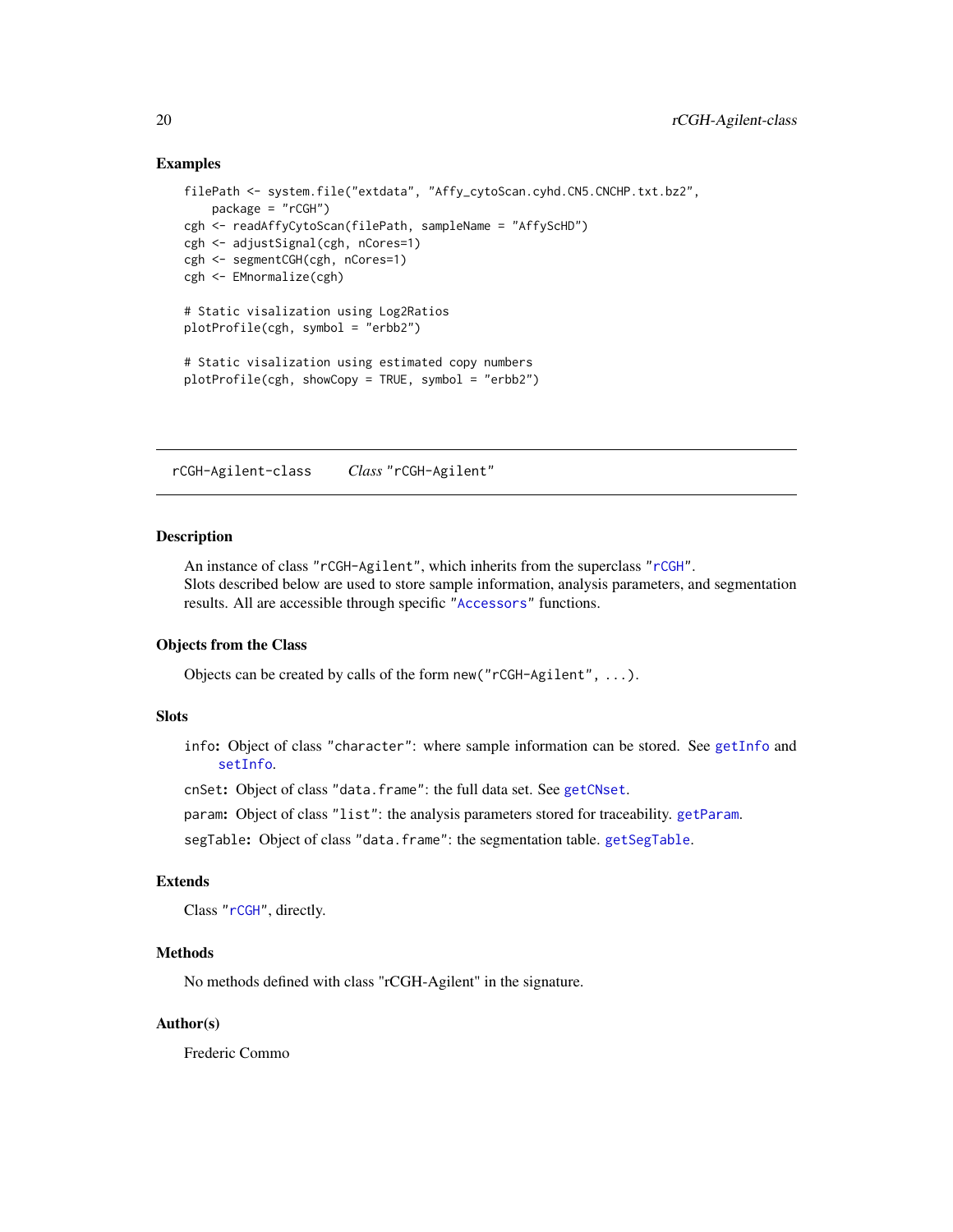## Examples

```
filePath <- system.file("extdata", "Affy_cytoScan.cyhd.CN5.CNCHP.txt.bz2",
    package = "rCGH")
cgh <- readAffyCytoScan(filePath, sampleName = "AffyScHD")
cgh <- adjustSignal(cgh, nCores=1)
cgh <- segmentCGH(cgh, nCores=1)
cgh <- EMnormalize(cgh)

# Static visalization using Log2Ratios
plotProfile(cgh, symbol = "erbb2")

# Static visalization using estimated copy numbers
plotProfile(cgh, showCopy = TRUE, symbol = "erbb2")
```

---

# rCGH-Agilent-class    *Class* "rCGH-Agilent"

---

## Description

An instance of class "rCGH-Agilent", which inherits from the superclass "rCGH".
Slots described below are used to store sample information, analysis parameters, and segmentation results. All are accessible through specific "Accessors" functions.

## Objects from the Class

Objects can be created by calls of the form `new("rCGH-Agilent", ...)`.

## Slots

`info`: Object of class "character": where sample information can be stored. See `getInfo` and `setInfo`.

`cnSet`: Object of class "data.frame": the full data set. See `getCNset`.

`param`: Object of class "list": the analysis parameters stored for traceability. `getParam`.

`segTable`: Object of class "data.frame": the segmentation table. `getSegTable`.

## Extends

Class "rCGH", directly.

## Methods

No methods defined with class "rCGH-Agilent" in the signature.

## Author(s)

Frederic Commo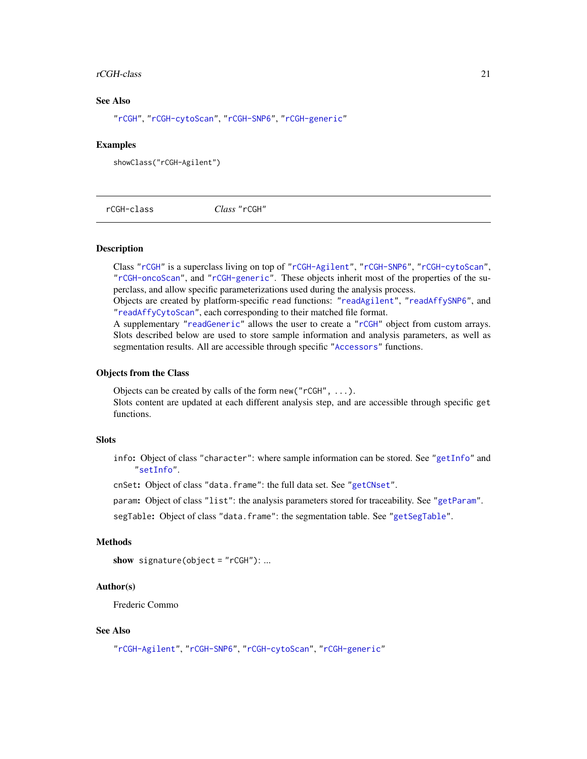### See Also

"rCGH", "rCGH-cytoScan", "rCGH-SNP6", "rCGH-generic"

### Examples

```
showClass("rCGH-Agilent")
```

---

## rCGH-class    *Class* "rCGH"

---

### Description

Class "rCGH" is a superclass living on top of "rCGH-Agilent", "rCGH-SNP6", "rCGH-cytoScan", "rCGH-oncoScan", and "rCGH-generic". These objects inherit most of the properties of the superclass, and allow specific parameterizations used during the analysis process.
Objects are created by platform-specific read functions: "readAgilent", "readAffySNP6", and "readAffyCytoScan", each corresponding to their matched file format.
A supplementary "readGeneric" allows the user to create a "rCGH" object from custom arrays. Slots described below are used to store sample information and analysis parameters, as well as segmentation results. All are accessible through specific "Accessors" functions.

### Objects from the Class

Objects can be created by calls of the form `new("rCGH", ...)`.
Slots content are updated at each different analysis step, and are accessible through specific `get` functions.

### Slots

`info`: Object of class "character": where sample information can be stored. See "getInfo" and "setInfo".

`cnSet`: Object of class "data.frame": the full data set. See "getCNset".

`param`: Object of class "list": the analysis parameters stored for traceability. See "getParam".

`segTable`: Object of class "data.frame": the segmentation table. See "getSegTable".

### Methods

**show** `signature(object = "rCGH")`: ...

### Author(s)

Frederic Commo

### See Also

"rCGH-Agilent", "rCGH-SNP6", "rCGH-cytoScan", "rCGH-generic"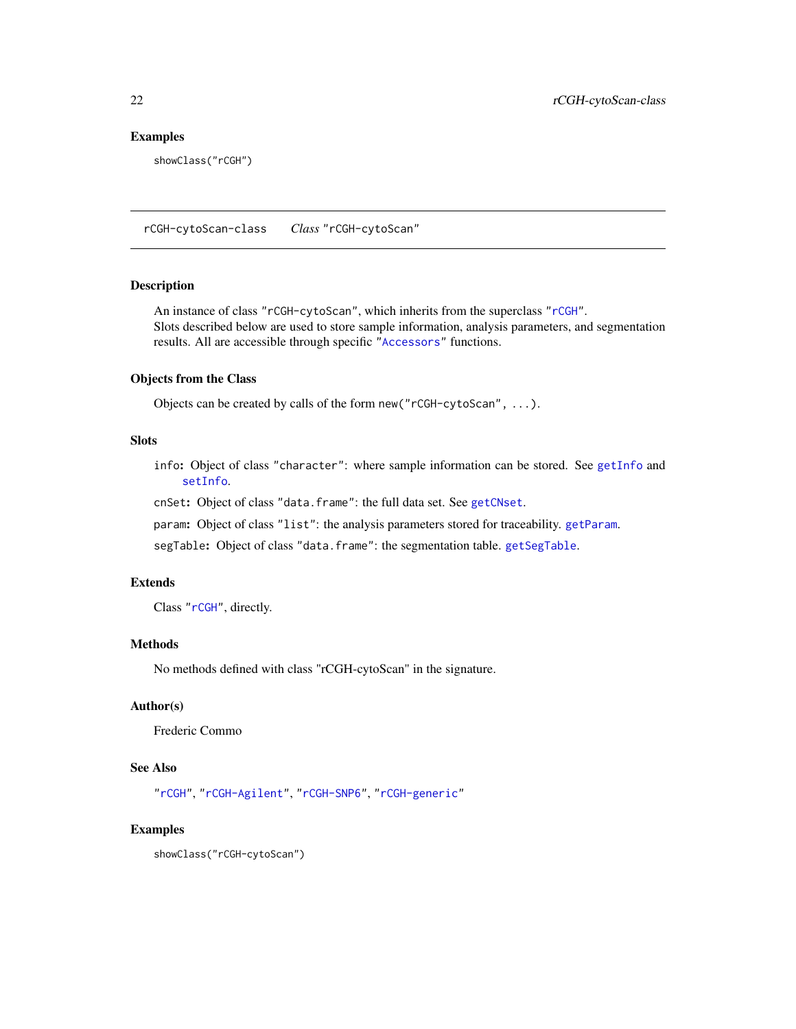### Examples

```
showClass("rCGH")
```

---

## rCGH-cytoScan-class    *Class* "rCGH-cytoScan"

---

### Description

An instance of class "rCGH-cytoScan", which inherits from the superclass "rCGH".
Slots described below are used to store sample information, analysis parameters, and segmentation results. All are accessible through specific "Accessors" functions.

### Objects from the Class

Objects can be created by calls of the form `new("rCGH-cytoScan", ...)`.

### Slots

`info`: Object of class "character": where sample information can be stored. See `getInfo` and `setInfo`.

`cnSet`: Object of class "data.frame": the full data set. See `getCNset`.

`param`: Object of class "list": the analysis parameters stored for traceability. `getParam`.

`segTable`: Object of class "data.frame": the segmentation table. `getSegTable`.

### Extends

Class "rCGH", directly.

### Methods

No methods defined with class "rCGH-cytoScan" in the signature.

### Author(s)

Frederic Commo

### See Also

"rCGH", "rCGH-Agilent", "rCGH-SNP6", "rCGH-generic"

### Examples

```
showClass("rCGH-cytoScan")
```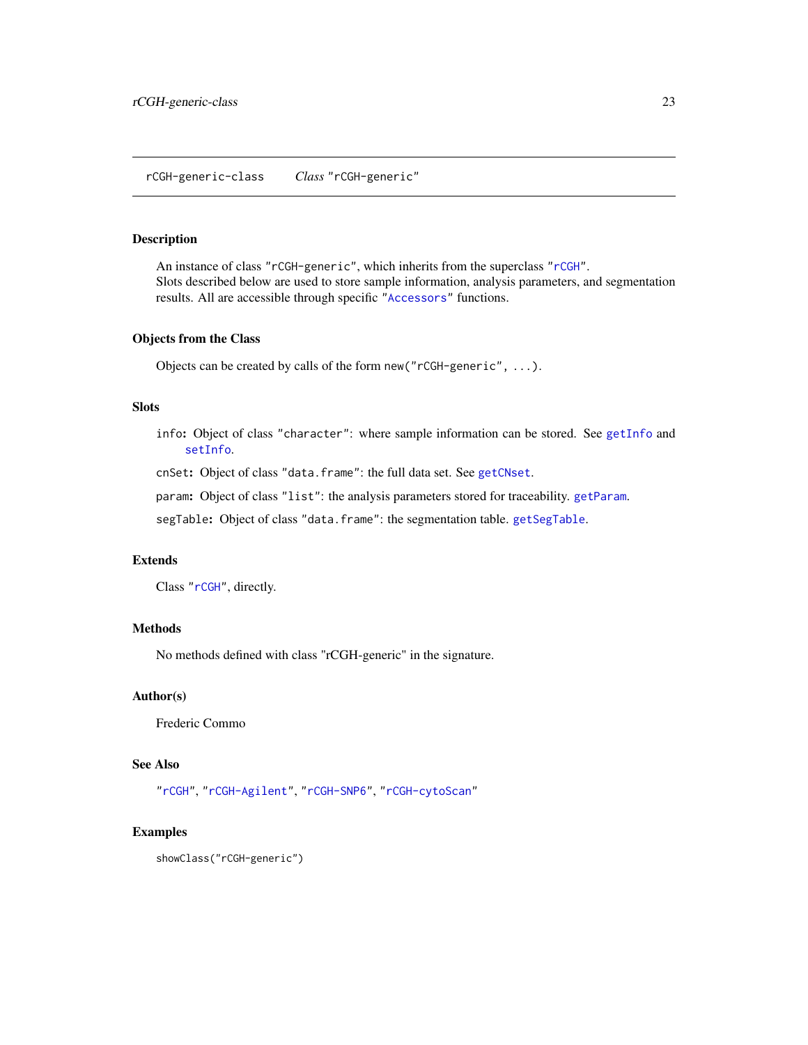## rCGH-generic-class — *Class* "rCGH-generic"

### Description

An instance of class "rCGH-generic", which inherits from the superclass "rCGH".
Slots described below are used to store sample information, analysis parameters, and segmentation results. All are accessible through specific "Accessors" functions.

### Objects from the Class

Objects can be created by calls of the form `new("rCGH-generic", ...)`.

### Slots

- `info`: Object of class "character": where sample information can be stored. See `getInfo` and `setInfo`.
- `cnSet`: Object of class "data.frame": the full data set. See `getCNset`.
- `param`: Object of class "list": the analysis parameters stored for traceability. `getParam`.
- `segTable`: Object of class "data.frame": the segmentation table. `getSegTable`.

### Extends

Class "rCGH", directly.

### Methods

No methods defined with class "rCGH-generic" in the signature.

### Author(s)

Frederic Commo

### See Also

"rCGH", "rCGH-Agilent", "rCGH-SNP6", "rCGH-cytoScan"

### Examples

```
showClass("rCGH-generic")
```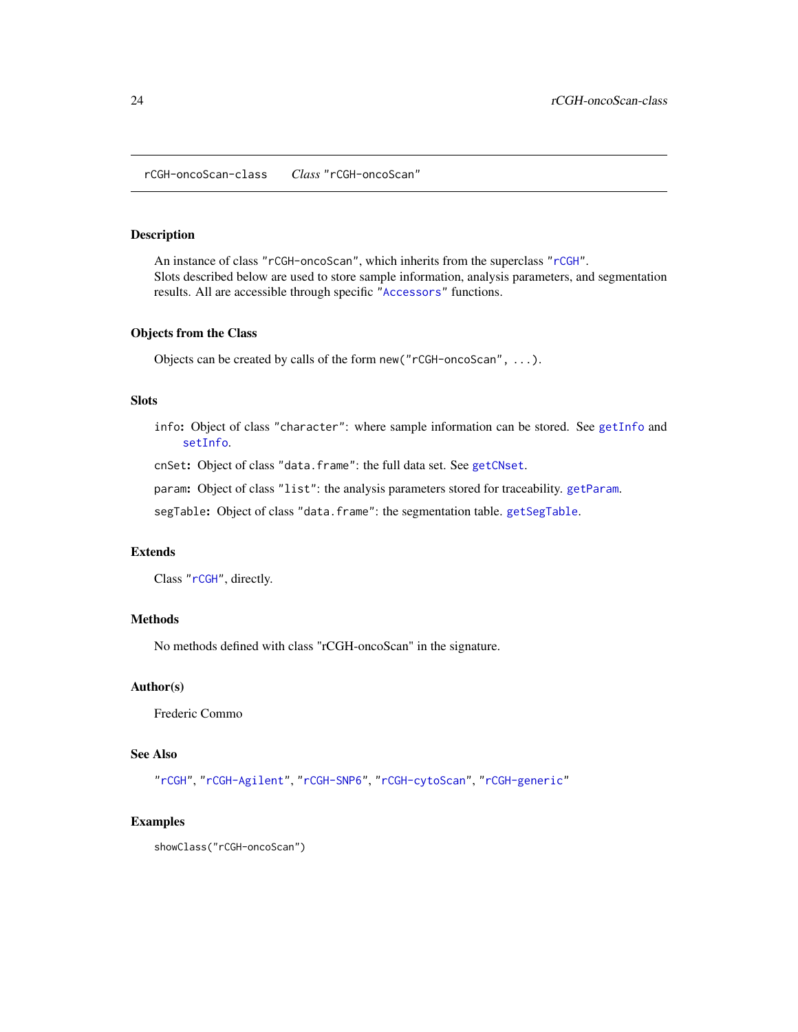rCGH-oncoScan-class     *Class* "rCGH-oncoScan"

## Description

An instance of class "rCGH-oncoScan", which inherits from the superclass "rCGH".
Slots described below are used to store sample information, analysis parameters, and segmentation results. All are accessible through specific "Accessors" functions.

## Objects from the Class

Objects can be created by calls of the form `new("rCGH-oncoScan", ...)`.

## Slots

`info`: Object of class "character": where sample information can be stored. See `getInfo` and `setInfo`.

`cnSet`: Object of class "data.frame": the full data set. See `getCNset`.

`param`: Object of class "list": the analysis parameters stored for traceability. `getParam`.

`segTable`: Object of class "data.frame": the segmentation table. `getSegTable`.

## Extends

Class "rCGH", directly.

## Methods

No methods defined with class "rCGH-oncoScan" in the signature.

## Author(s)

Frederic Commo

## See Also

"rCGH", "rCGH-Agilent", "rCGH-SNP6", "rCGH-cytoScan", "rCGH-generic"

## Examples

```
showClass("rCGH-oncoScan")
```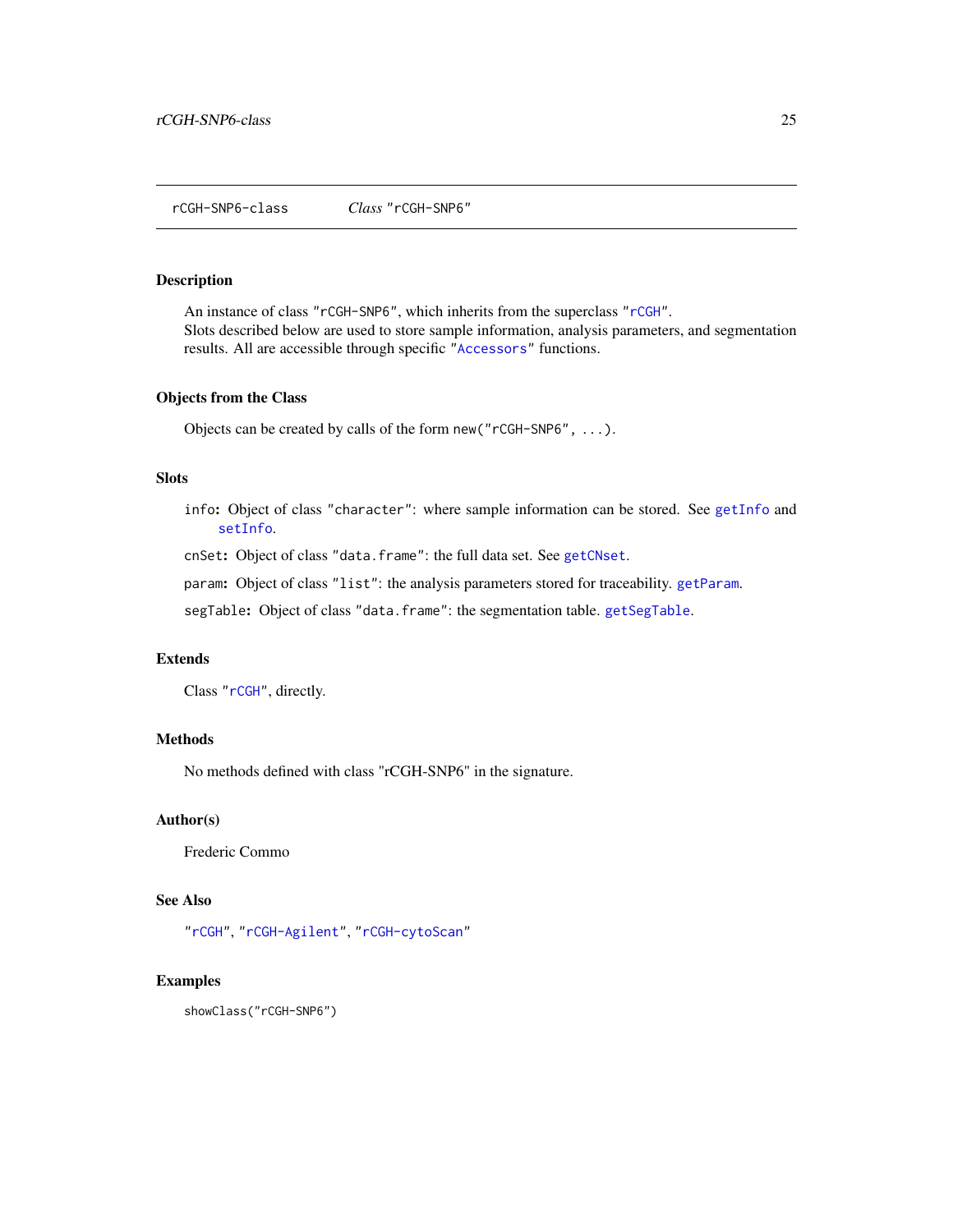rCGH-SNP6-class    *Class* "rCGH-SNP6"

## Description

An instance of class "rCGH-SNP6", which inherits from the superclass "rCGH".
Slots described below are used to store sample information, analysis parameters, and segmentation results. All are accessible through specific "Accessors" functions.

## Objects from the Class

Objects can be created by calls of the form `new("rCGH-SNP6", ...)`.

## Slots

`info`: Object of class "character": where sample information can be stored. See `getInfo` and `setInfo`.

`cnSet`: Object of class "data.frame": the full data set. See `getCNset`.

`param`: Object of class "list": the analysis parameters stored for traceability. `getParam`.

`segTable`: Object of class "data.frame": the segmentation table. `getSegTable`.

## Extends

Class "rCGH", directly.

## Methods

No methods defined with class "rCGH-SNP6" in the signature.

## Author(s)

Frederic Commo

## See Also

"rCGH", "rCGH-Agilent", "rCGH-cytoScan"

## Examples

```
showClass("rCGH-SNP6")
```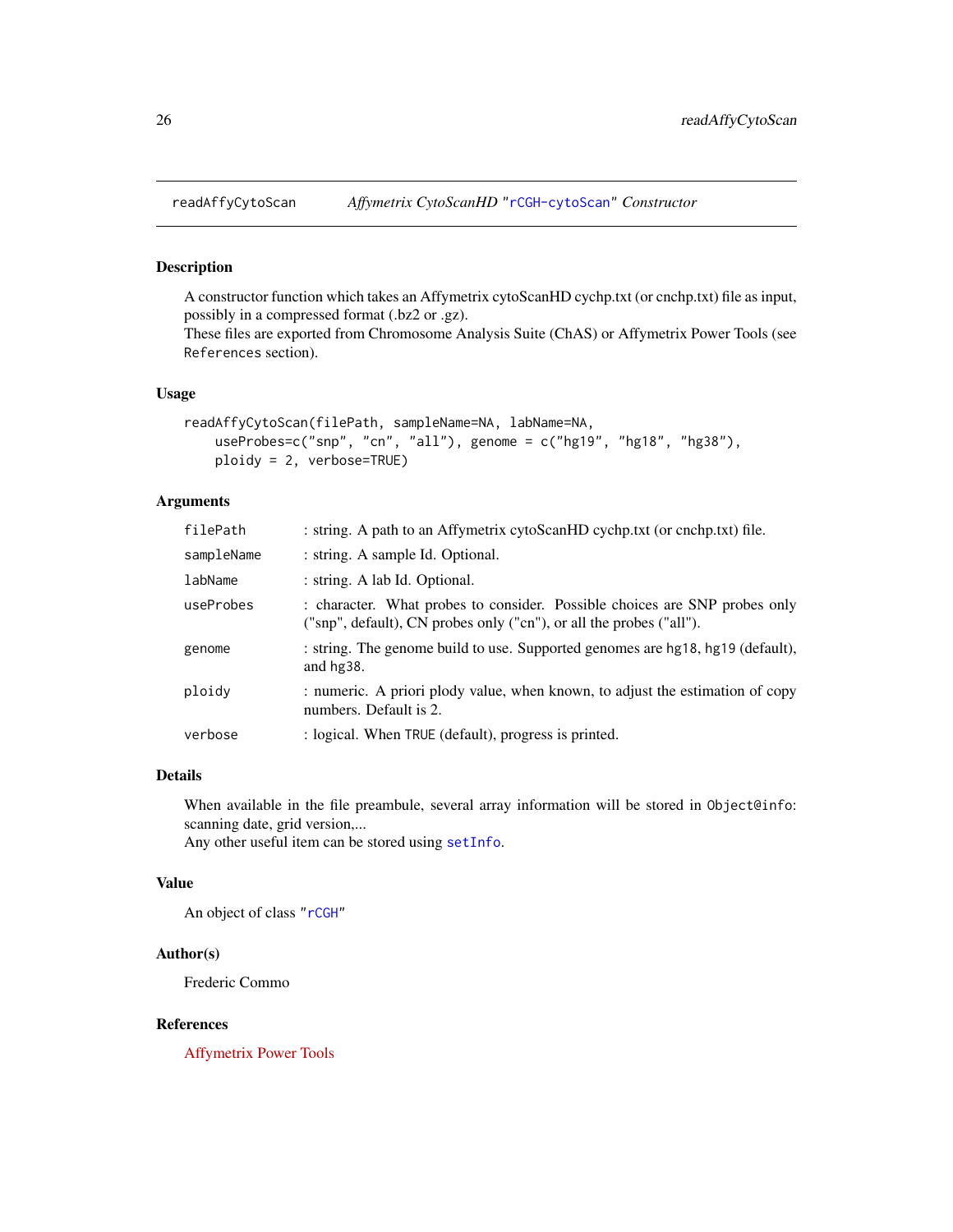readAffyCytoScan *Affymetrix CytoScanHD "rCGH-cytoScan" Constructor*

## Description

A constructor function which takes an Affymetrix cytoScanHD cychp.txt (or cnchp.txt) file as input, possibly in a compressed format (.bz2 or .gz).
These files are exported from Chromosome Analysis Suite (ChAS) or Affymetrix Power Tools (see `References` section).

## Usage

```
readAffyCytoScan(filePath, sampleName=NA, labName=NA,
    useProbes=c("snp", "cn", "all"), genome = c("hg19", "hg18", "hg38"),
    ploidy = 2, verbose=TRUE)
```

## Arguments

| | |
|---|---|
| `filePath` | : string. A path to an Affymetrix cytoScanHD cychp.txt (or cnchp.txt) file. |
| `sampleName` | : string. A sample Id. Optional. |
| `labName` | : string. A lab Id. Optional. |
| `useProbes` | : character. What probes to consider. Possible choices are SNP probes only ("snp", default), CN probes only ("cn"), or all the probes ("all"). |
| `genome` | : string. The genome build to use. Supported genomes are `hg18`, `hg19` (default), and `hg38`. |
| `ploidy` | : numeric. A priori plody value, when known, to adjust the estimation of copy numbers. Default is 2. |
| `verbose` | : logical. When `TRUE` (default), progress is printed. |

## Details

When available in the file preambule, several array information will be stored in `Object@info`: scanning date, grid version,...
Any other useful item can be stored using `setInfo`.

## Value

An object of class "`rCGH`"

## Author(s)

Frederic Commo

## References

Affymetrix Power Tools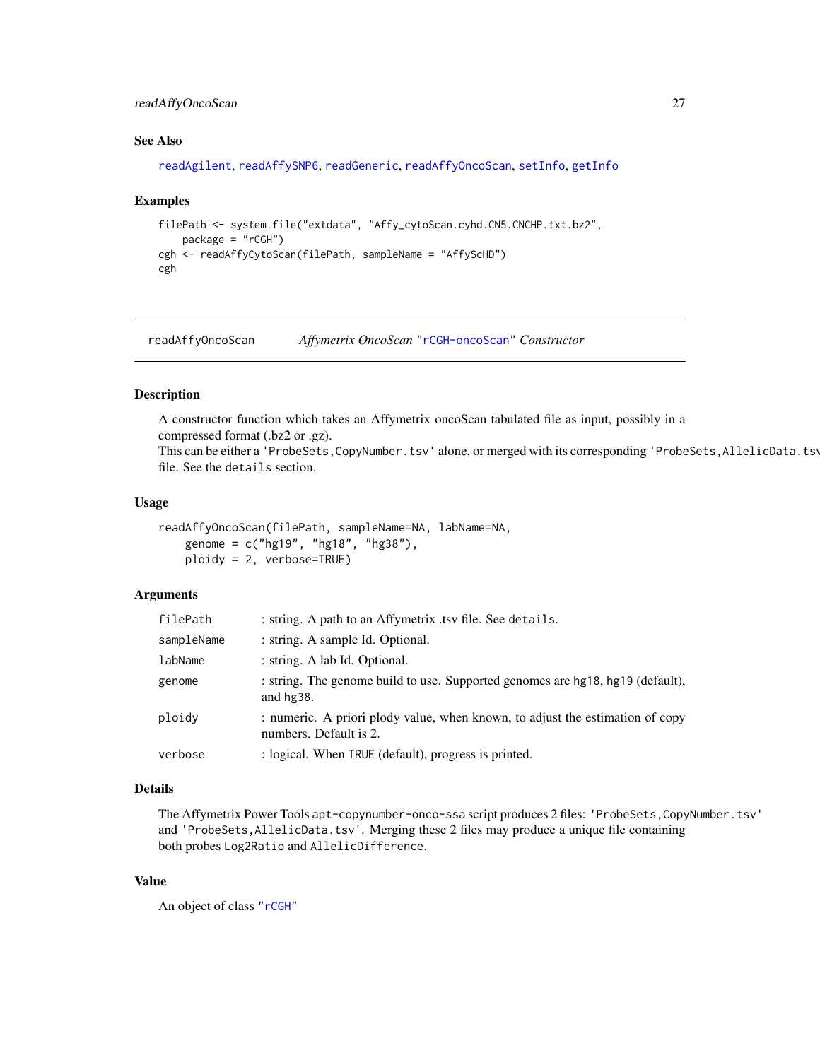### See Also

readAgilent, readAffySNP6, readGeneric, readAffyOncoScan, setInfo, getInfo

### Examples

```
filePath <- system.file("extdata", "Affy_cytoScan.cyhd.CN5.CNCHP.txt.bz2",
    package = "rCGH")
cgh <- readAffyCytoScan(filePath, sampleName = "AffyScHD")
cgh
```

---

## readAffyOncoScan — *Affymetrix OncoScan "rCGH-oncoScan" Constructor*

### Description

A constructor function which takes an Affymetrix oncoScan tabulated file as input, possibly in a compressed format (.bz2 or .gz).
This can be either a 'ProbeSets,CopyNumber.tsv' alone, or merged with its corresponding 'ProbeSets,AllelicData.tsv' file. See the details section.

### Usage

```
readAffyOncoScan(filePath, sampleName=NA, labName=NA,
    genome = c("hg19", "hg18", "hg38"),
    ploidy = 2, verbose=TRUE)
```

### Arguments

| | |
|---|---|
| filePath | : string. A path to an Affymetrix .tsv file. See details. |
| sampleName | : string. A sample Id. Optional. |
| labName | : string. A lab Id. Optional. |
| genome | : string. The genome build to use. Supported genomes are hg18, hg19 (default), and hg38. |
| ploidy | : numeric. A priori plody value, when known, to adjust the estimation of copy numbers. Default is 2. |
| verbose | : logical. When TRUE (default), progress is printed. |

### Details

The Affymetrix Power Tools apt-copynumber-onco-ssa script produces 2 files: 'ProbeSets,CopyNumber.tsv' and 'ProbeSets,AllelicData.tsv'. Merging these 2 files may produce a unique file containing both probes Log2Ratio and AllelicDifference.

### Value

An object of class "rCGH"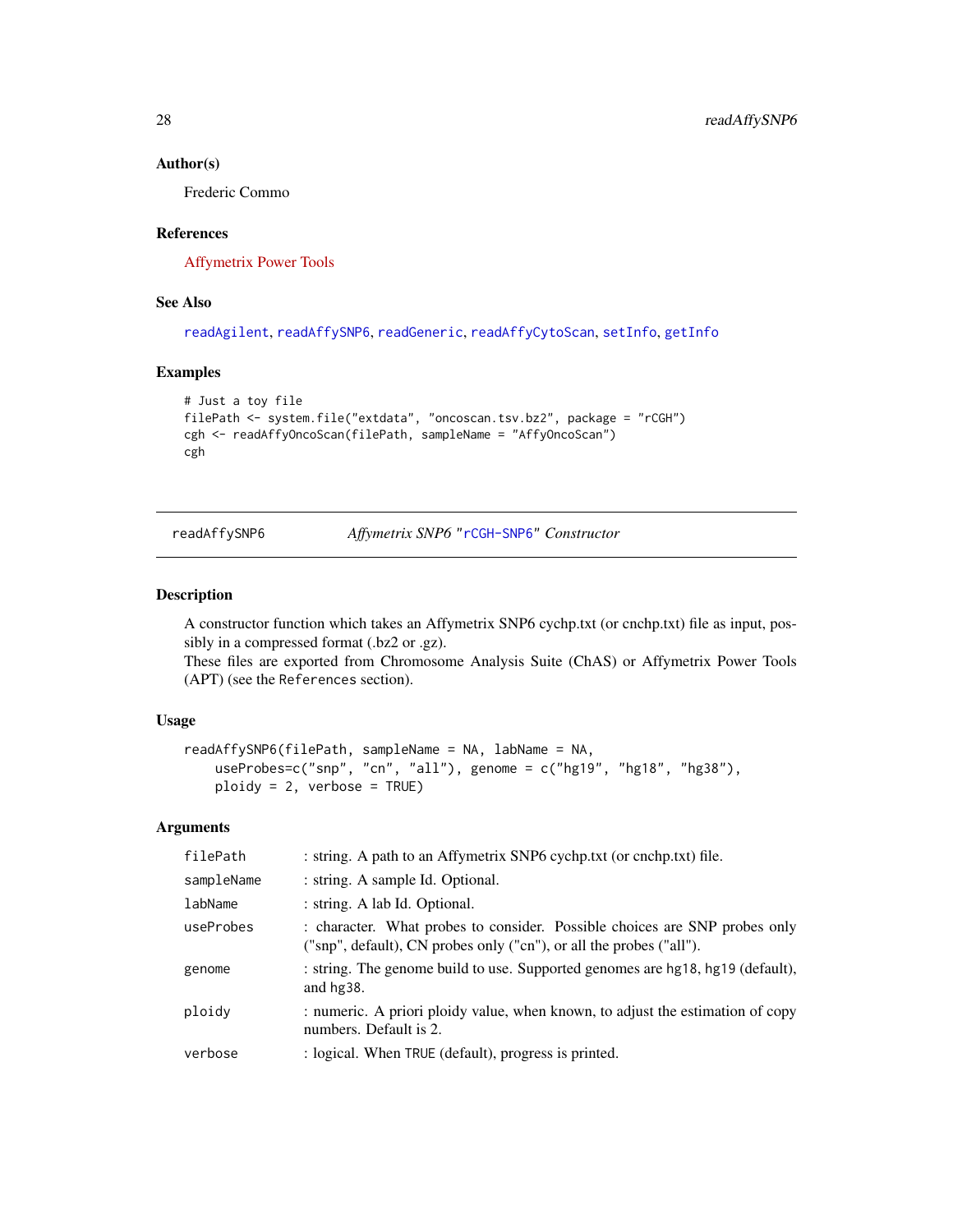### Author(s)

Frederic Commo

### References

Affymetrix Power Tools

### See Also

readAgilent, readAffySNP6, readGeneric, readAffyCytoScan, setInfo, getInfo

### Examples

```
# Just a toy file
filePath <- system.file("extdata", "oncoscan.tsv.bz2", package = "rCGH")
cgh <- readAffyOncoScan(filePath, sampleName = "AffyOncoScan")
cgh
```

---

## readAffySNP6 *Affymetrix SNP6 "rCGH-SNP6" Constructor*

### Description

A constructor function which takes an Affymetrix SNP6 cychp.txt (or cnchp.txt) file as input, possibly in a compressed format (.bz2 or .gz).

These files are exported from Chromosome Analysis Suite (ChAS) or Affymetrix Power Tools (APT) (see the References section).

### Usage

```
readAffySNP6(filePath, sampleName = NA, labName = NA,
    useProbes=c("snp", "cn", "all"), genome = c("hg19", "hg18", "hg38"),
    ploidy = 2, verbose = TRUE)
```

### Arguments

| | |
|---|---|
| filePath | : string. A path to an Affymetrix SNP6 cychp.txt (or cnchp.txt) file. |
| sampleName | : string. A sample Id. Optional. |
| labName | : string. A lab Id. Optional. |
| useProbes | : character. What probes to consider. Possible choices are SNP probes only ("snp", default), CN probes only ("cn"), or all the probes ("all"). |
| genome | : string. The genome build to use. Supported genomes are hg18, hg19 (default), and hg38. |
| ploidy | : numeric. A priori ploidy value, when known, to adjust the estimation of copy numbers. Default is 2. |
| verbose | : logical. When TRUE (default), progress is printed. |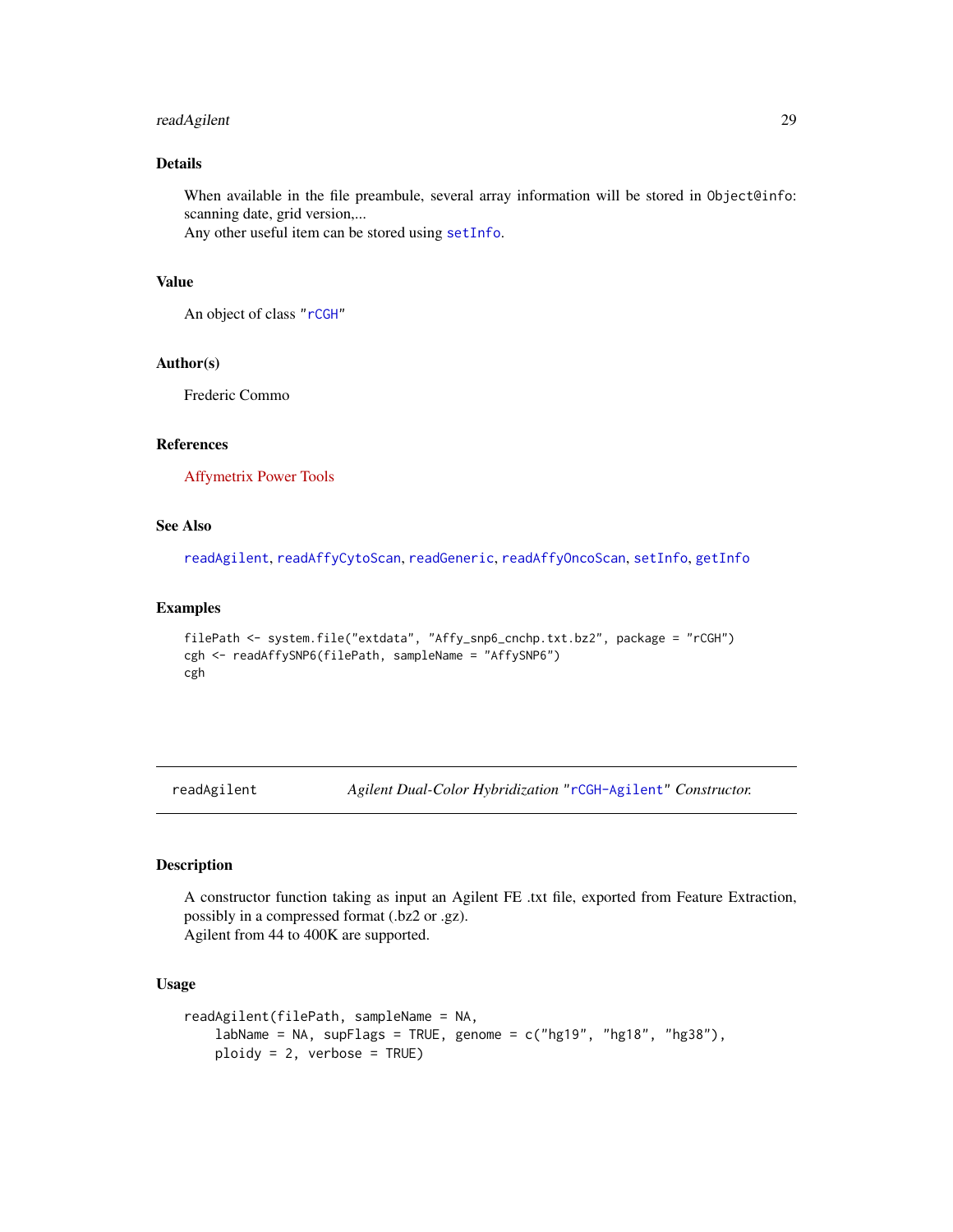## Details

When available in the file preambule, several array information will be stored in Object@info: scanning date, grid version,...
Any other useful item can be stored using setInfo.

## Value

An object of class "rCGH"

## Author(s)

Frederic Commo

## References

Affymetrix Power Tools

## See Also

readAgilent, readAffyCytoScan, readGeneric, readAffyOncoScan, setInfo, getInfo

## Examples

```
filePath <- system.file("extdata", "Affy_snp6_cnchp.txt.bz2", package = "rCGH")
cgh <- readAffySNP6(filePath, sampleName = "AffySNP6")
cgh
```

---

readAgilent *Agilent Dual-Color Hybridization "rCGH-Agilent" Constructor.*

---

## Description

A constructor function taking as input an Agilent FE .txt file, exported from Feature Extraction, possibly in a compressed format (.bz2 or .gz).
Agilent from 44 to 400K are supported.

## Usage

```
readAgilent(filePath, sampleName = NA,
    labName = NA, supFlags = TRUE, genome = c("hg19", "hg18", "hg38"),
    ploidy = 2, verbose = TRUE)
```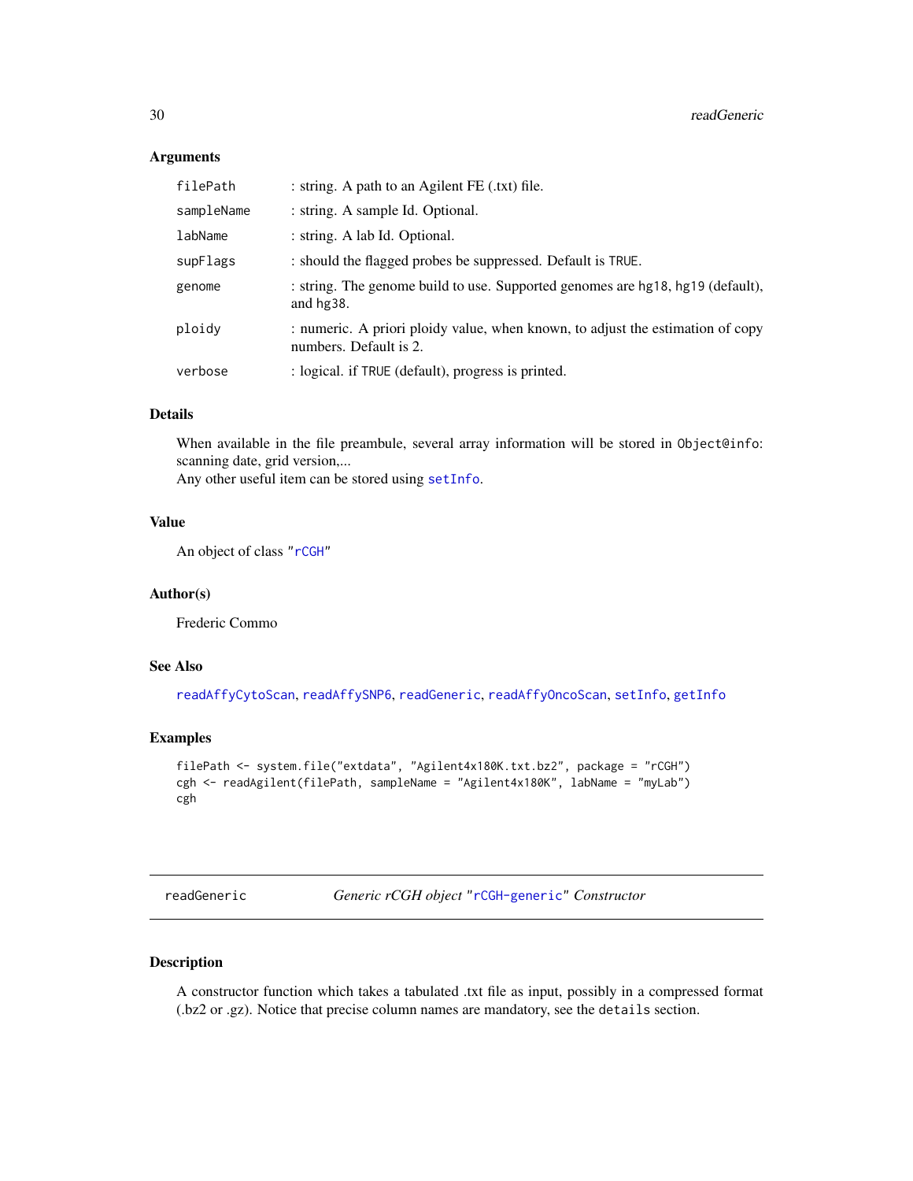### Arguments

| | |
|---|---|
| `filePath` | : string. A path to an Agilent FE (.txt) file. |
| `sampleName` | : string. A sample Id. Optional. |
| `labName` | : string. A lab Id. Optional. |
| `supFlags` | : should the flagged probes be suppressed. Default is `TRUE`. |
| `genome` | : string. The genome build to use. Supported genomes are `hg18`, `hg19` (default), and `hg38`. |
| `ploidy` | : numeric. A priori ploidy value, when known, to adjust the estimation of copy numbers. Default is 2. |
| `verbose` | : logical. if `TRUE` (default), progress is printed. |

### Details

When available in the file preamble, several array information will be stored in `Object@info`: scanning date, grid version,...
Any other useful item can be stored using `setInfo`.

### Value

An object of class "`rCGH`"

### Author(s)

Frederic Commo

### See Also

`readAffyCytoScan`, `readAffySNP6`, `readGeneric`, `readAffyOncoScan`, `setInfo`, `getInfo`

### Examples

```
filePath <- system.file("extdata", "Agilent4x180K.txt.bz2", package = "rCGH")
cgh <- readAgilent(filePath, sampleName = "Agilent4x180K", labName = "myLab")
cgh
```

---

## readGeneric — *Generic rCGH object "`rCGH-generic`" Constructor*

### Description

A constructor function which takes a tabulated .txt file as input, possibly in a compressed format (.bz2 or .gz). Notice that precise column names are mandatory, see the `details` section.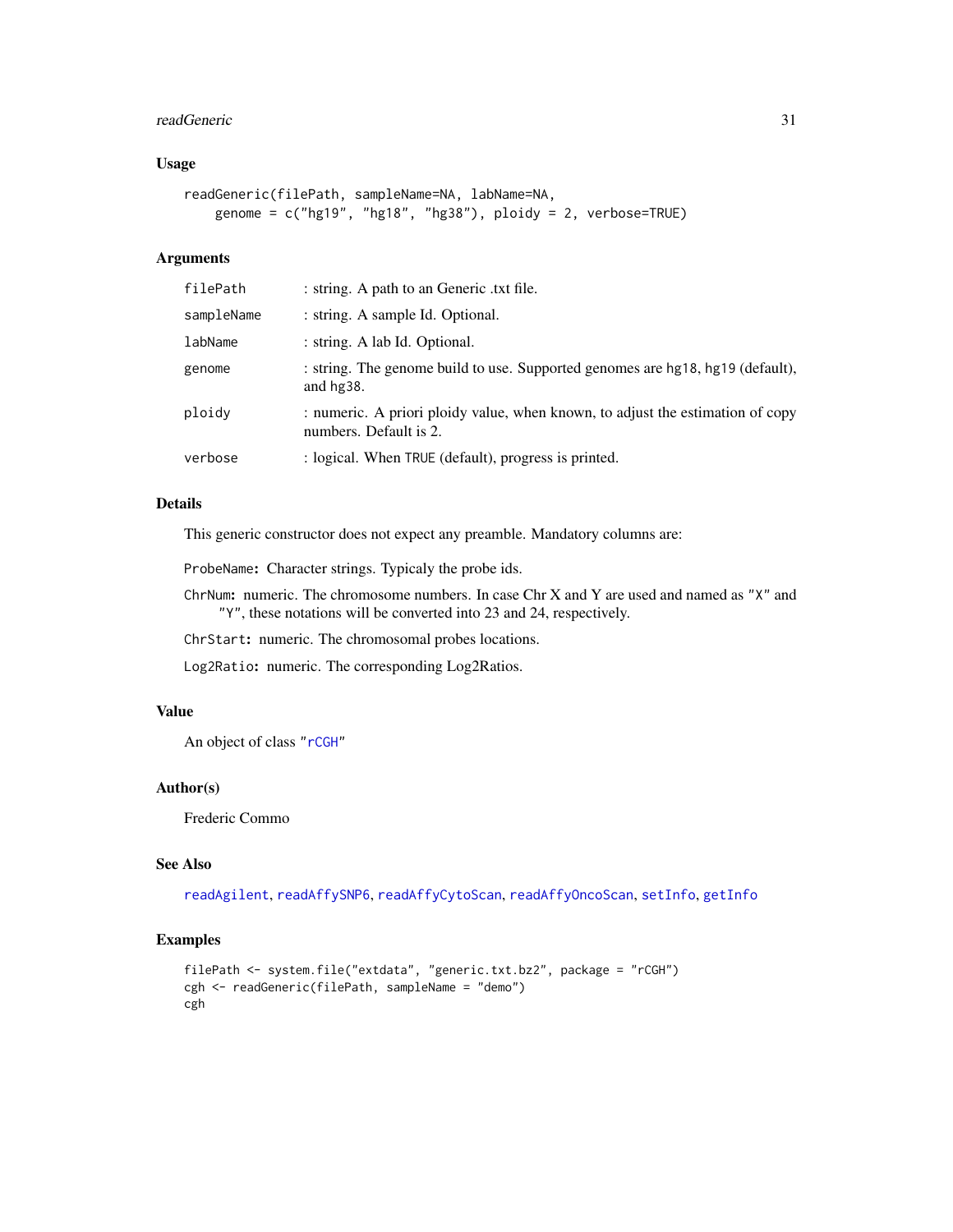### Usage

```
readGeneric(filePath, sampleName=NA, labName=NA,
    genome = c("hg19", "hg18", "hg38"), ploidy = 2, verbose=TRUE)
```

### Arguments

| | |
|---|---|
| filePath | : string. A path to an Generic .txt file. |
| sampleName | : string. A sample Id. Optional. |
| labName | : string. A lab Id. Optional. |
| genome | : string. The genome build to use. Supported genomes are hg18, hg19 (default), and hg38. |
| ploidy | : numeric. A priori ploidy value, when known, to adjust the estimation of copy numbers. Default is 2. |
| verbose | : logical. When TRUE (default), progress is printed. |

### Details

This generic constructor does not expect any preamble. Mandatory columns are:

**ProbeName:** Character strings. Typicaly the probe ids.

**ChrNum:** numeric. The chromosome numbers. In case Chr X and Y are used and named as "X" and "Y", these notations will be converted into 23 and 24, respectively.

**ChrStart:** numeric. The chromosomal probes locations.

**Log2Ratio:** numeric. The corresponding Log2Ratios.

### Value

An object of class "rCGH"

### Author(s)

Frederic Commo

### See Also

readAgilent, readAffySNP6, readAffyCytoScan, readAffyOncoScan, setInfo, getInfo

### Examples

```
filePath <- system.file("extdata", "generic.txt.bz2", package = "rCGH")
cgh <- readGeneric(filePath, sampleName = "demo")
cgh
```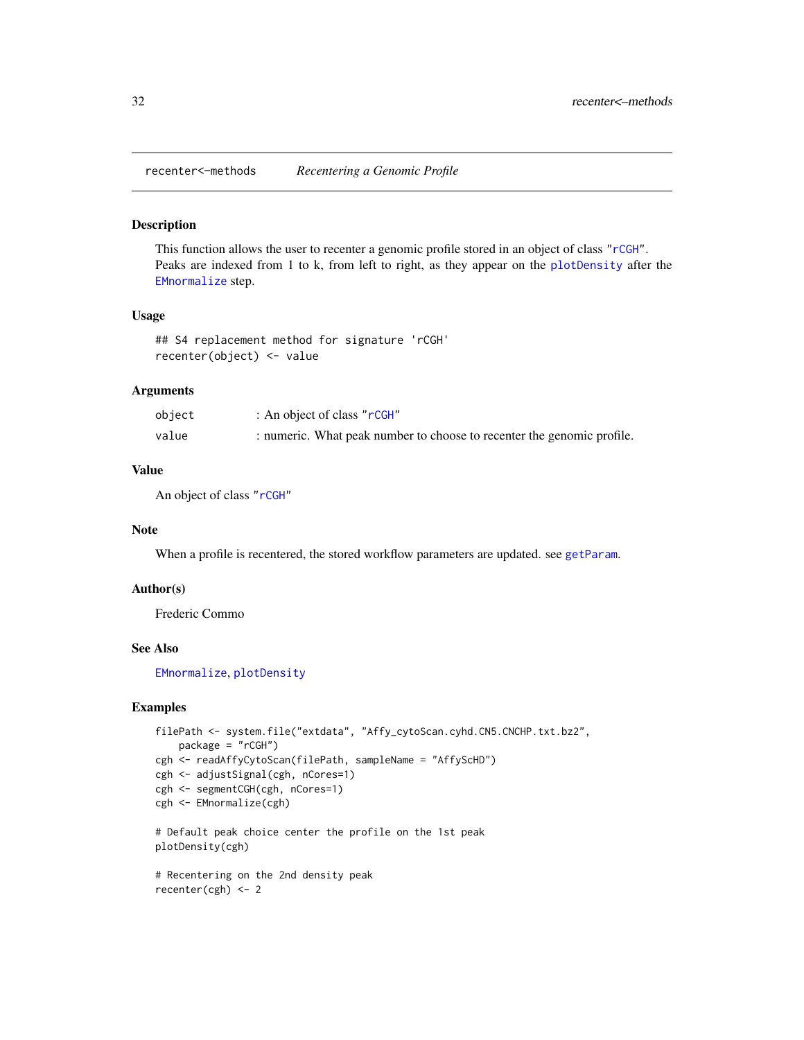recenter<-methods *Recentering a Genomic Profile*

## Description

This function allows the user to recenter a genomic profile stored in an object of class "rCGH". Peaks are indexed from 1 to k, from left to right, as they appear on the plotDensity after the EMnormalize step.

## Usage

```
## S4 replacement method for signature 'rCGH'
recenter(object) <- value
```

## Arguments

| | |
|---|---|
| object | : An object of class "rCGH" |
| value | : numeric. What peak number to choose to recenter the genomic profile. |

## Value

An object of class "rCGH"

## Note

When a profile is recentered, the stored workflow parameters are updated. see getParam.

## Author(s)

Frederic Commo

## See Also

EMnormalize, plotDensity

## Examples

```
filePath <- system.file("extdata", "Affy_cytoScan.cyhd.CN5.CNCHP.txt.bz2",
    package = "rCGH")
cgh <- readAffyCytoScan(filePath, sampleName = "AffyScHD")
cgh <- adjustSignal(cgh, nCores=1)
cgh <- segmentCGH(cgh, nCores=1)
cgh <- EMnormalize(cgh)

# Default peak choice center the profile on the 1st peak
plotDensity(cgh)

# Recentering on the 2nd density peak
recenter(cgh) <- 2
```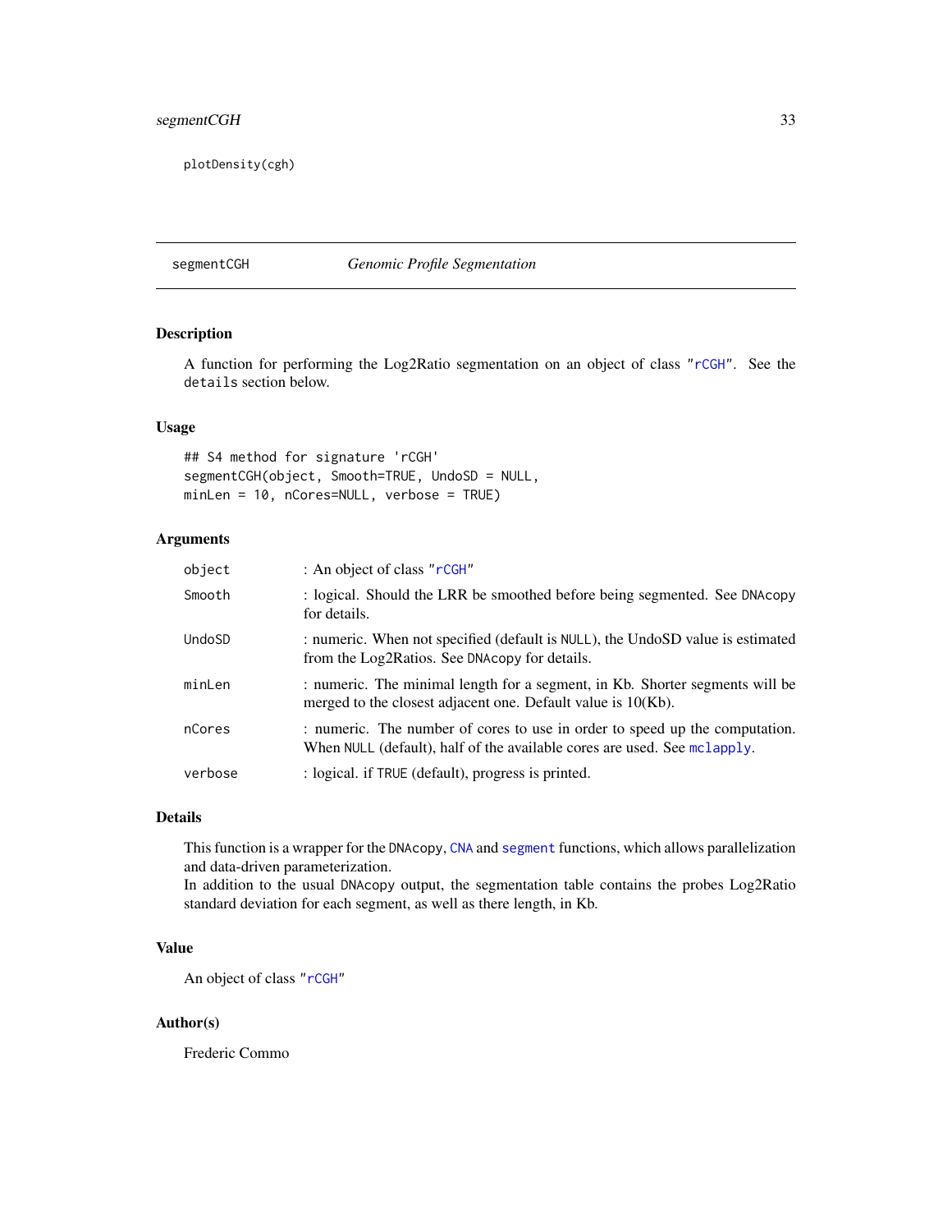```
plotDensity(cgh)
```

---

## segmentCGH — *Genomic Profile Segmentation*

### Description

A function for performing the Log2Ratio segmentation on an object of class "rCGH". See the `details` section below.

### Usage

```
## S4 method for signature 'rCGH'
segmentCGH(object, Smooth=TRUE, UndoSD = NULL,
minLen = 10, nCores=NULL, verbose = TRUE)
```

### Arguments

| | |
|---|---|
| `object` | : An object of class "rCGH" |
| `Smooth` | : logical. Should the LRR be smoothed before being segmented. See `DNAcopy` for details. |
| `UndoSD` | : numeric. When not specified (default is `NULL`), the UndoSD value is estimated from the Log2Ratios. See `DNAcopy` for details. |
| `minLen` | : numeric. The minimal length for a segment, in Kb. Shorter segments will be merged to the closest adjacent one. Default value is 10(Kb). |
| `nCores` | : numeric. The number of cores to use in order to speed up the computation. When `NULL` (default), half of the available cores are used. See `mclapply`. |
| `verbose` | : logical. if `TRUE` (default), progress is printed. |

### Details

This function is a wrapper for the `DNAcopy`, `CNA` and `segment` functions, which allows parallelization and data-driven parameterization.
In addition to the usual `DNAcopy` output, the segmentation table contains the probes Log2Ratio standard deviation for each segment, as well as there length, in Kb.

### Value

An object of class "rCGH"

### Author(s)

Frederic Commo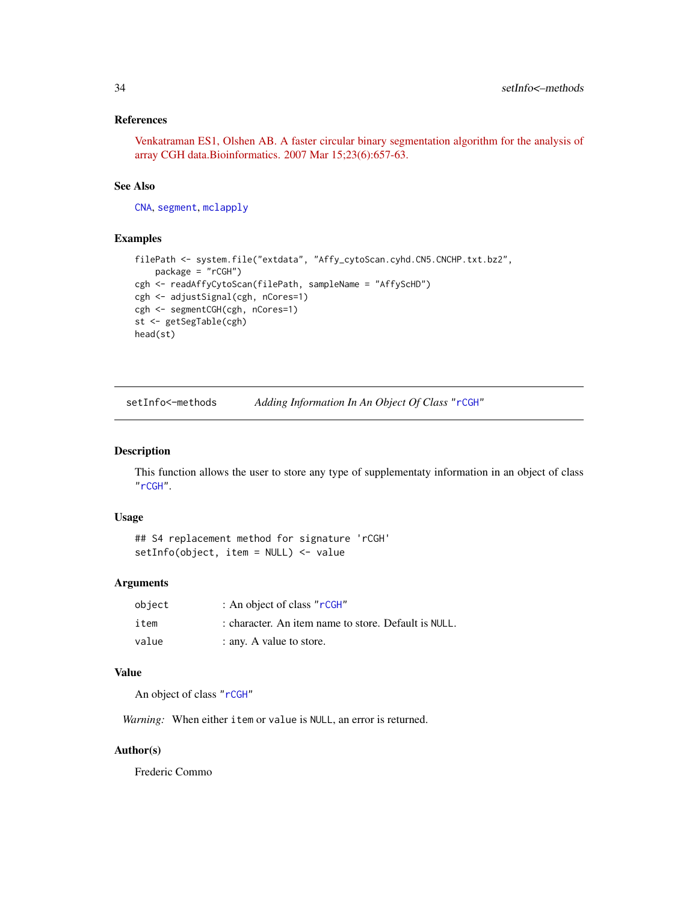### References

Venkatraman ES1, Olshen AB. A faster circular binary segmentation algorithm for the analysis of array CGH data.Bioinformatics. 2007 Mar 15;23(6):657-63.

### See Also

CNA, segment, mclapply

### Examples

```
filePath <- system.file("extdata", "Affy_cytoScan.cyhd.CN5.CNCHP.txt.bz2",
    package = "rCGH")
cgh <- readAffyCytoScan(filePath, sampleName = "AffyScHD")
cgh <- adjustSignal(cgh, nCores=1)
cgh <- segmentCGH(cgh, nCores=1)
st <- getSegTable(cgh)
head(st)
```

---

## setInfo<-methods &nbsp;&nbsp;&nbsp; *Adding Information In An Object Of Class "rCGH"*

---

### Description

This function allows the user to store any type of supplementaty information in an object of class "rCGH".

### Usage

```
## S4 replacement method for signature 'rCGH'
setInfo(object, item = NULL) <- value
```

### Arguments

| | |
|---|---|
| object | : An object of class "rCGH" |
| item | : character. An item name to store. Default is NULL. |
| value | : any. A value to store. |

### Value

An object of class "rCGH"

*Warning:* When either item or value is NULL, an error is returned.

### Author(s)

Frederic Commo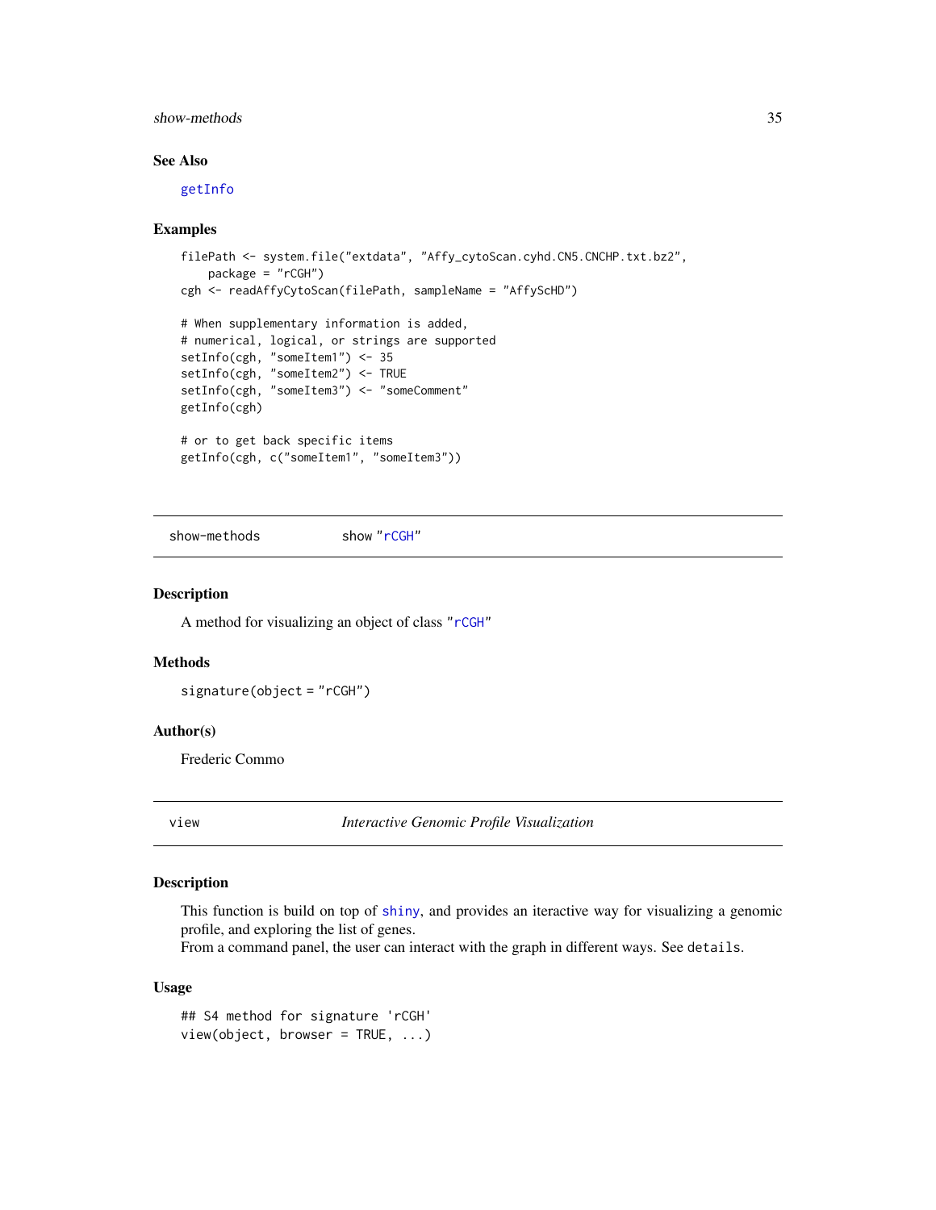### See Also

getInfo

### Examples

```
filePath <- system.file("extdata", "Affy_cytoScan.cyhd.CN5.CNCHP.txt.bz2",
    package = "rCGH")
cgh <- readAffyCytoScan(filePath, sampleName = "AffyScHD")

# When supplementary information is added,
# numerical, logical, or strings are supported
setInfo(cgh, "someItem1") <- 35
setInfo(cgh, "someItem2") <- TRUE
setInfo(cgh, "someItem3") <- "someComment"
getInfo(cgh)

# or to get back specific items
getInfo(cgh, c("someItem1", "someItem3"))
```

## show-methods    show "rCGH"

### Description

A method for visualizing an object of class "rCGH"

### Methods

signature(object = "rCGH")

### Author(s)

Frederic Commo

## view    *Interactive Genomic Profile Visualization*

### Description

This function is build on top of shiny, and provides an iteractive way for visualizing a genomic profile, and exploring the list of genes.
From a command panel, the user can interact with the graph in different ways. See details.

### Usage

```
## S4 method for signature 'rCGH'
view(object, browser = TRUE, ...)
```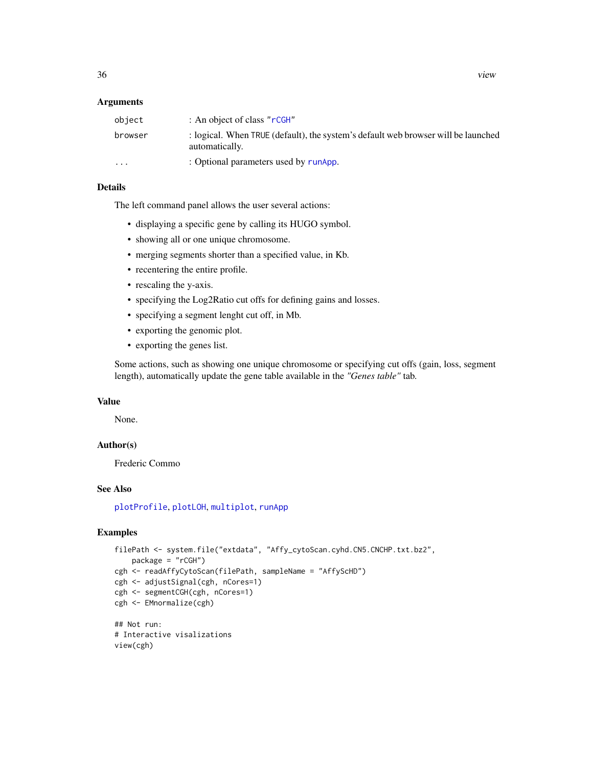## Arguments

| | |
|---|---|
| `object` | : An object of class "`rCGH`" |
| `browser` | : logical. When `TRUE` (default), the system's default web browser will be launched automatically. |
| `...` | : Optional parameters used by `runApp`. |

## Details

The left command panel allows the user several actions:

- displaying a specific gene by calling its HUGO symbol.
- showing all or one unique chromosome.
- merging segments shorter than a specified value, in Kb.
- recentering the entire profile.
- rescaling the y-axis.
- specifying the Log2Ratio cut offs for defining gains and losses.
- specifying a segment lenght cut off, in Mb.
- exporting the genomic plot.
- exporting the genes list.

Some actions, such as showing one unique chromosome or specifying cut offs (gain, loss, segment length), automatically update the gene table available in the *"Genes table"* tab.

## Value

None.

## Author(s)

Frederic Commo

## See Also

`plotProfile`, `plotLOH`, `multiplot`, `runApp`

## Examples

```
filePath <- system.file("extdata", "Affy_cytoScan.cyhd.CN5.CNCHP.txt.bz2",
    package = "rCGH")
cgh <- readAffyCytoScan(filePath, sampleName = "AffyScHD")
cgh <- adjustSignal(cgh, nCores=1)
cgh <- segmentCGH(cgh, nCores=1)
cgh <- EMnormalize(cgh)

## Not run:
# Interactive visalizations
view(cgh)
```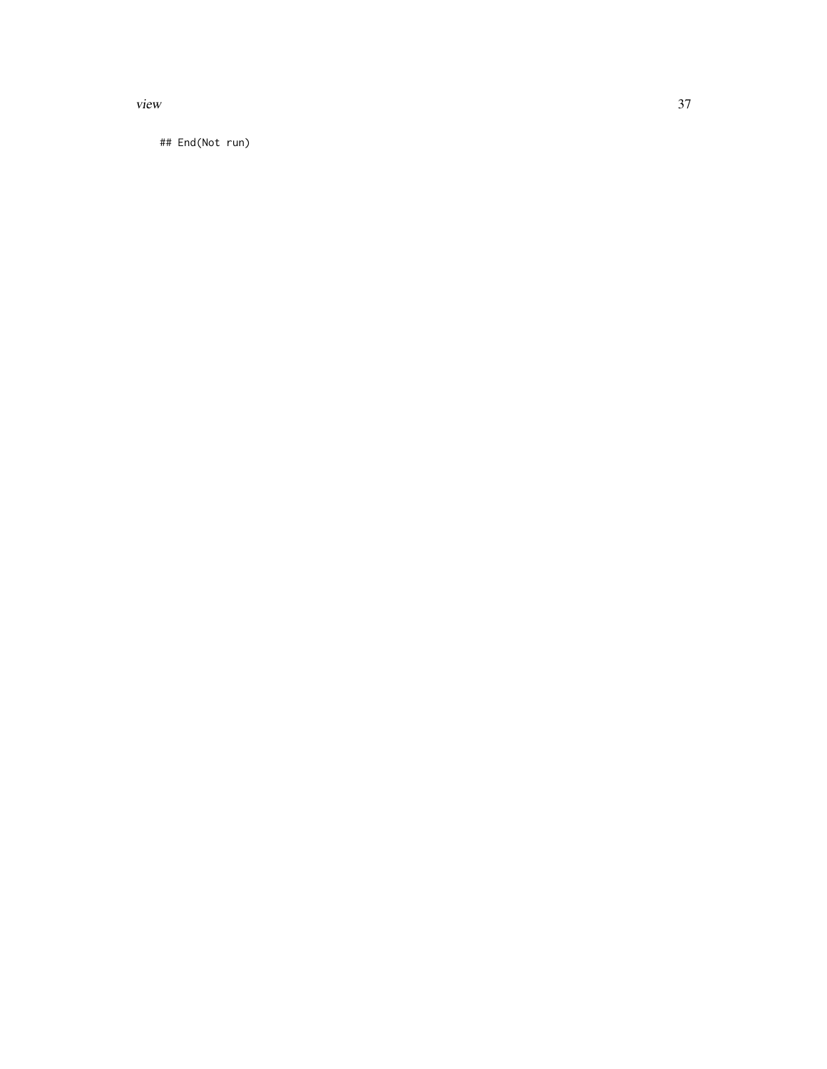```
## End(Not run)
```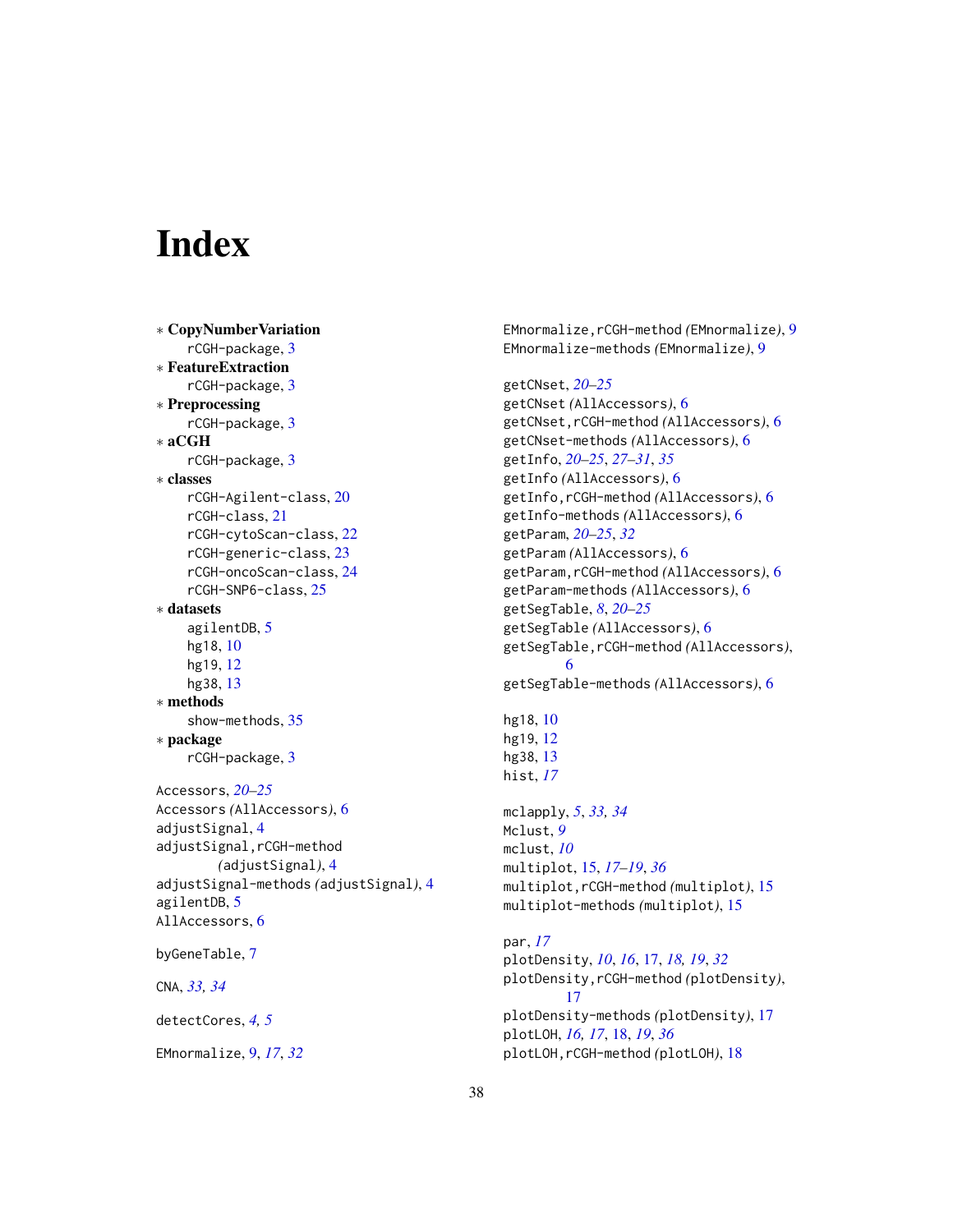# Index

∗ **CopyNumberVariation**
  rCGH-package, 3
∗ **FeatureExtraction**
  rCGH-package, 3
∗ **Preprocessing**
  rCGH-package, 3
∗ **aCGH**
  rCGH-package, 3
∗ **classes**
  rCGH-Agilent-class, 20
  rCGH-class, 21
  rCGH-cytoScan-class, 22
  rCGH-generic-class, 23
  rCGH-oncoScan-class, 24
  rCGH-SNP6-class, 25
∗ **datasets**
  agilentDB, 5
  hg18, 10
  hg19, 12
  hg38, 13
∗ **methods**
  show-methods, 35
∗ **package**
  rCGH-package, 3

Accessors, *20–25*
Accessors *(AllAccessors)*, 6
adjustSignal, 4
adjustSignal,rCGH-method *(adjustSignal)*, 4
adjustSignal-methods *(adjustSignal)*, 4
agilentDB, 5
AllAccessors, 6

byGeneTable, 7

CNA, *33, 34*

detectCores, *4, 5*

EMnormalize, 9, *17*, *32*
EMnormalize,rCGH-method *(EMnormalize)*, 9
EMnormalize-methods *(EMnormalize)*, 9

getCNset, *20–25*
getCNset *(AllAccessors)*, 6
getCNset,rCGH-method *(AllAccessors)*, 6
getCNset-methods *(AllAccessors)*, 6
getInfo, *20–25*, *27–31*, *35*
getInfo *(AllAccessors)*, 6
getInfo,rCGH-method *(AllAccessors)*, 6
getInfo-methods *(AllAccessors)*, 6
getParam, *20–25*, *32*
getParam *(AllAccessors)*, 6
getParam,rCGH-method *(AllAccessors)*, 6
getParam-methods *(AllAccessors)*, 6
getSegTable, *8*, *20–25*
getSegTable *(AllAccessors)*, 6
getSegTable,rCGH-method *(AllAccessors)*, 6
getSegTable-methods *(AllAccessors)*, 6

hg18, 10
hg19, 12
hg38, 13
hist, *17*

mclapply, *5*, *33, 34*
Mclust, *9*
mclust, *10*
multiplot, 15, *17–19*, *36*
multiplot,rCGH-method *(multiplot)*, 15
multiplot-methods *(multiplot)*, 15

par, *17*
plotDensity, *10*, *16*, 17, *18, 19*, *32*
plotDensity,rCGH-method *(plotDensity)*, 17
plotDensity-methods *(plotDensity)*, 17
plotLOH, *16, 17*, 18, *19*, *36*
plotLOH,rCGH-method *(plotLOH)*, 18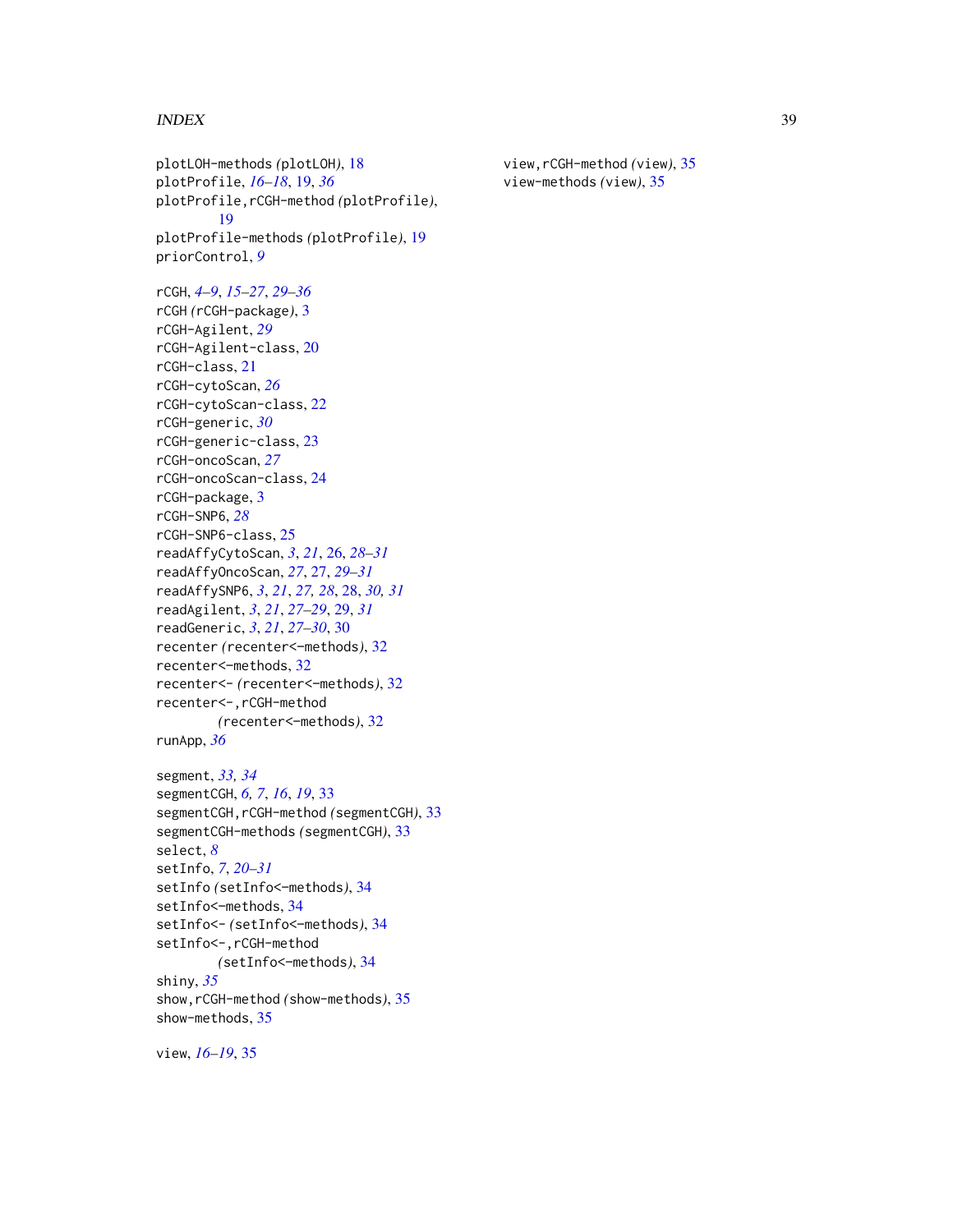plotLOH-methods *(*plotLOH*)*, 18
plotProfile, *16–18*, 19, *36*
plotProfile,rCGH-method *(*plotProfile*)*, 19
plotProfile-methods *(*plotProfile*)*, 19
priorControl, *9*

rCGH, *4–9*, *15–27*, *29–36*
rCGH *(*rCGH-package*)*, 3
rCGH-Agilent, *29*
rCGH-Agilent-class, 20
rCGH-class, 21
rCGH-cytoScan, *26*
rCGH-cytoScan-class, 22
rCGH-generic, *30*
rCGH-generic-class, 23
rCGH-oncoScan, *27*
rCGH-oncoScan-class, 24
rCGH-package, 3
rCGH-SNP6, *28*
rCGH-SNP6-class, 25
readAffyCytoScan, *3*, *21*, 26, *28–31*
readAffyOncoScan, *27*, 27, *29–31*
readAffySNP6, *3*, *21*, *27, 28*, 28, *30, 31*
readAgilent, *3*, *21*, *27–29*, 29, *31*
readGeneric, *3*, *21*, *27–30*, 30
recenter *(*recenter<-methods*)*, 32
recenter<-methods, 32
recenter<- *(*recenter<-methods*)*, 32
recenter<-,rCGH-method *(*recenter<-methods*)*, 32
runApp, *36*

segment, *33, 34*
segmentCGH, *6, 7*, *16*, *19*, 33
segmentCGH,rCGH-method *(*segmentCGH*)*, 33
segmentCGH-methods *(*segmentCGH*)*, 33
select, *8*
setInfo, *7*, *20–31*
setInfo *(*setInfo<-methods*)*, 34
setInfo<-methods, 34
setInfo<- *(*setInfo<-methods*)*, 34
setInfo<-,rCGH-method *(*setInfo<-methods*)*, 34
shiny, *35*
show,rCGH-method *(*show-methods*)*, 35
show-methods, 35

view, *16–19*, 35
view,rCGH-method *(*view*)*, 35
view-methods *(*view*)*, 35